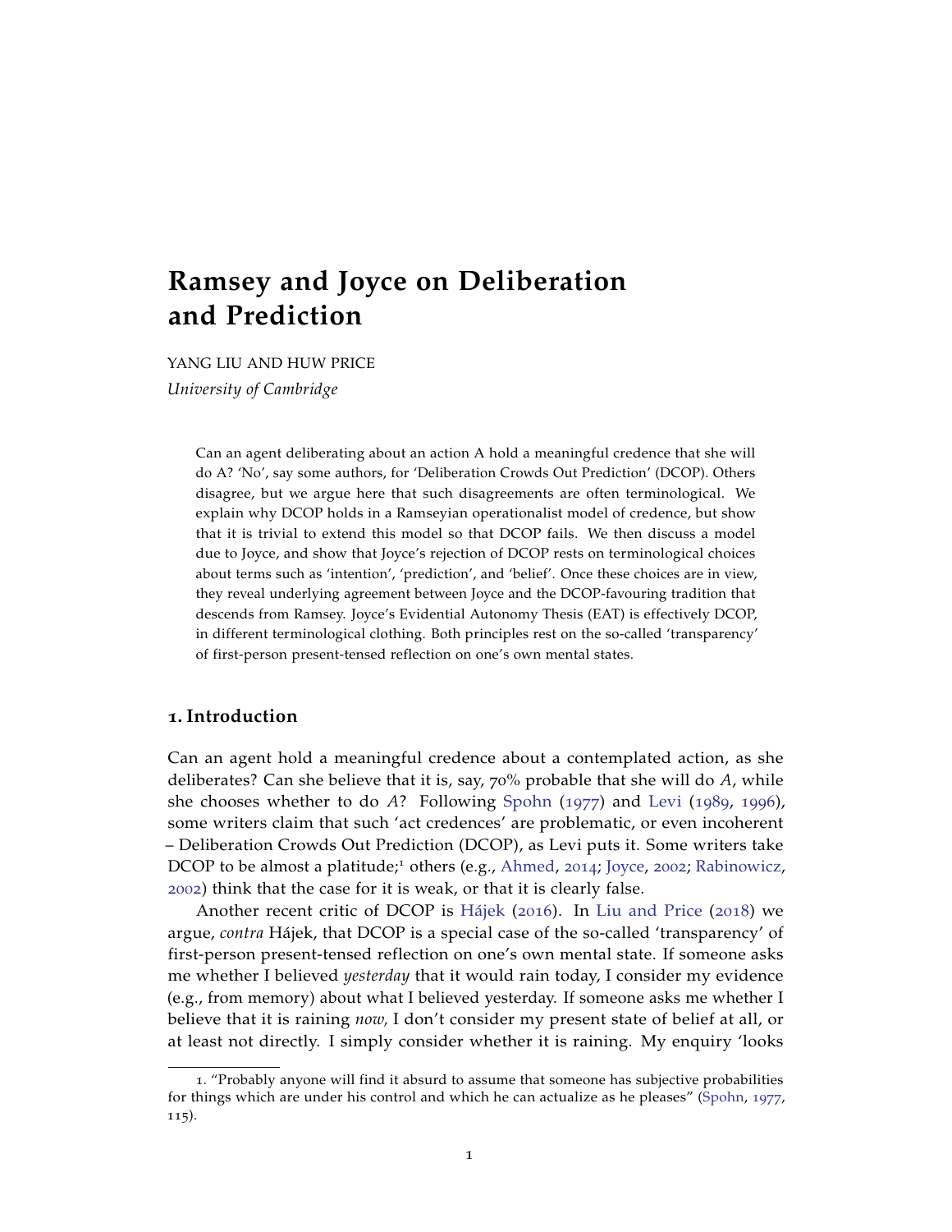# Ramsey and Joyce on Deliberation and Prediction

YANG LIU AND HUW PRICE

*University of Cambridge*

Can an agent deliberating about an action A hold a meaningful credence that she will do A? 'No', say some authors, for 'Deliberation Crowds Out Prediction' (DCOP). Others disagree, but we argue here that such disagreements are often terminological. We explain why DCOP holds in a Ramseyian operationalist model of credence, but show that it is trivial to extend this model so that DCOP fails. We then discuss a model due to Joyce, and show that Joyce's rejection of DCOP rests on terminological choices about terms such as 'intention', 'prediction', and 'belief'. Once these choices are in view, they reveal underlying agreement between Joyce and the DCOP-favouring tradition that descends from Ramsey. Joyce's Evidential Autonomy Thesis (EAT) is effectively DCOP, in different terminological clothing. Both principles rest on the so-called 'transparency' of first-person present-tensed reflection on one's own mental states.

## 1. Introduction

Can an agent hold a meaningful credence about a contemplated action, as she deliberates? Can she believe that it is, say, 70% probable that she will do *A*, while she chooses whether to do *A*? Following Spohn (1977) and Levi (1989, 1996), some writers claim that such 'act credences' are problematic, or even incoherent – Deliberation Crowds Out Prediction (DCOP), as Levi puts it. Some writers take DCOP to be almost a platitude;[1] others (e.g., Ahmed, 2014; Joyce, 2002; Rabinowicz, 2002) think that the case for it is weak, or that it is clearly false.

Another recent critic of DCOP is Hájek (2016). In Liu and Price (2018) we argue, *contra* Hájek, that DCOP is a special case of the so-called 'transparency' of first-person present-tensed reflection on one's own mental state. If someone asks me whether I believed *yesterday* that it would rain today, I consider my evidence (e.g., from memory) about what I believed yesterday. If someone asks me whether I believe that it is raining *now,* I don't consider my present state of belief at all, or at least not directly. I simply consider whether it is raining. My enquiry 'looks

1. "Probably anyone will find it absurd to assume that someone has subjective probabilities for things which are under his control and which he can actualize as he pleases" (Spohn, 1977, 115).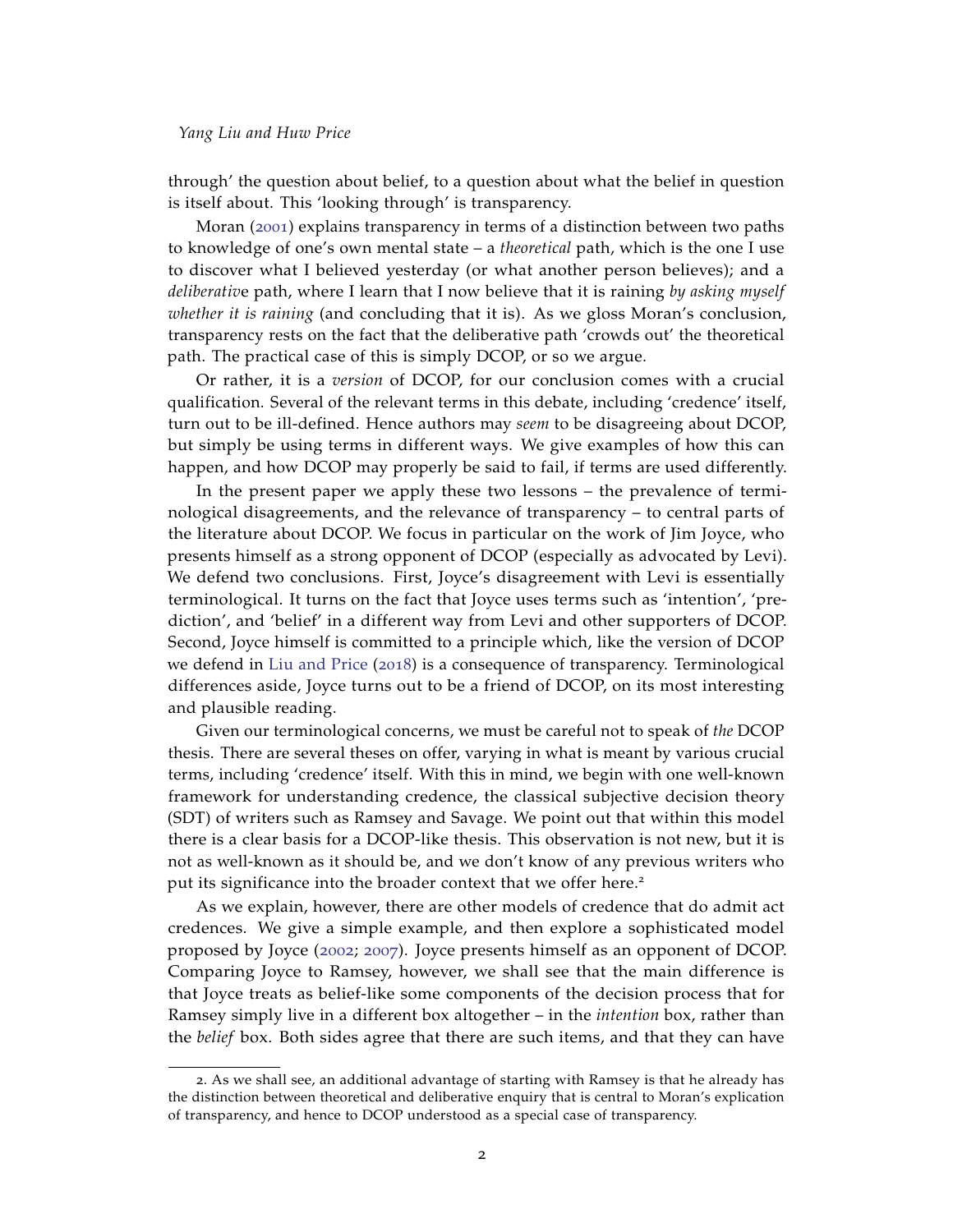through' the question about belief, to a question about what the belief in question is itself about. This 'looking through' is transparency.

Moran (2001) explains transparency in terms of a distinction between two paths to knowledge of one's own mental state – a *theoretical* path, which is the one I use to discover what I believed yesterday (or what another person believes); and a *deliberativ*e path, where I learn that I now believe that it is raining *by asking myself whether it is raining* (and concluding that it is). As we gloss Moran's conclusion, transparency rests on the fact that the deliberative path 'crowds out' the theoretical path. The practical case of this is simply DCOP, or so we argue.

Or rather, it is a *version* of DCOP, for our conclusion comes with a crucial qualification. Several of the relevant terms in this debate, including 'credence' itself, turn out to be ill-defined. Hence authors may *seem* to be disagreeing about DCOP, but simply be using terms in different ways. We give examples of how this can happen, and how DCOP may properly be said to fail, if terms are used differently.

In the present paper we apply these two lessons – the prevalence of terminological disagreements, and the relevance of transparency – to central parts of the literature about DCOP. We focus in particular on the work of Jim Joyce, who presents himself as a strong opponent of DCOP (especially as advocated by Levi). We defend two conclusions. First, Joyce's disagreement with Levi is essentially terminological. It turns on the fact that Joyce uses terms such as 'intention', 'prediction', and 'belief' in a different way from Levi and other supporters of DCOP. Second, Joyce himself is committed to a principle which, like the version of DCOP we defend in Liu and Price (2018) is a consequence of transparency. Terminological differences aside, Joyce turns out to be a friend of DCOP, on its most interesting and plausible reading.

Given our terminological concerns, we must be careful not to speak of *the* DCOP thesis. There are several theses on offer, varying in what is meant by various crucial terms, including 'credence' itself. With this in mind, we begin with one well-known framework for understanding credence, the classical subjective decision theory (SDT) of writers such as Ramsey and Savage. We point out that within this model there is a clear basis for a DCOP-like thesis. This observation is not new, but it is not as well-known as it should be, and we don't know of any previous writers who put its significance into the broader context that we offer here.[2]

As we explain, however, there are other models of credence that do admit act credences. We give a simple example, and then explore a sophisticated model proposed by Joyce (2002; 2007). Joyce presents himself as an opponent of DCOP. Comparing Joyce to Ramsey, however, we shall see that the main difference is that Joyce treats as belief-like some components of the decision process that for Ramsey simply live in a different box altogether – in the *intention* box, rather than the *belief* box. Both sides agree that there are such items, and that they can have

2. As we shall see, an additional advantage of starting with Ramsey is that he already has the distinction between theoretical and deliberative enquiry that is central to Moran's explication of transparency, and hence to DCOP understood as a special case of transparency.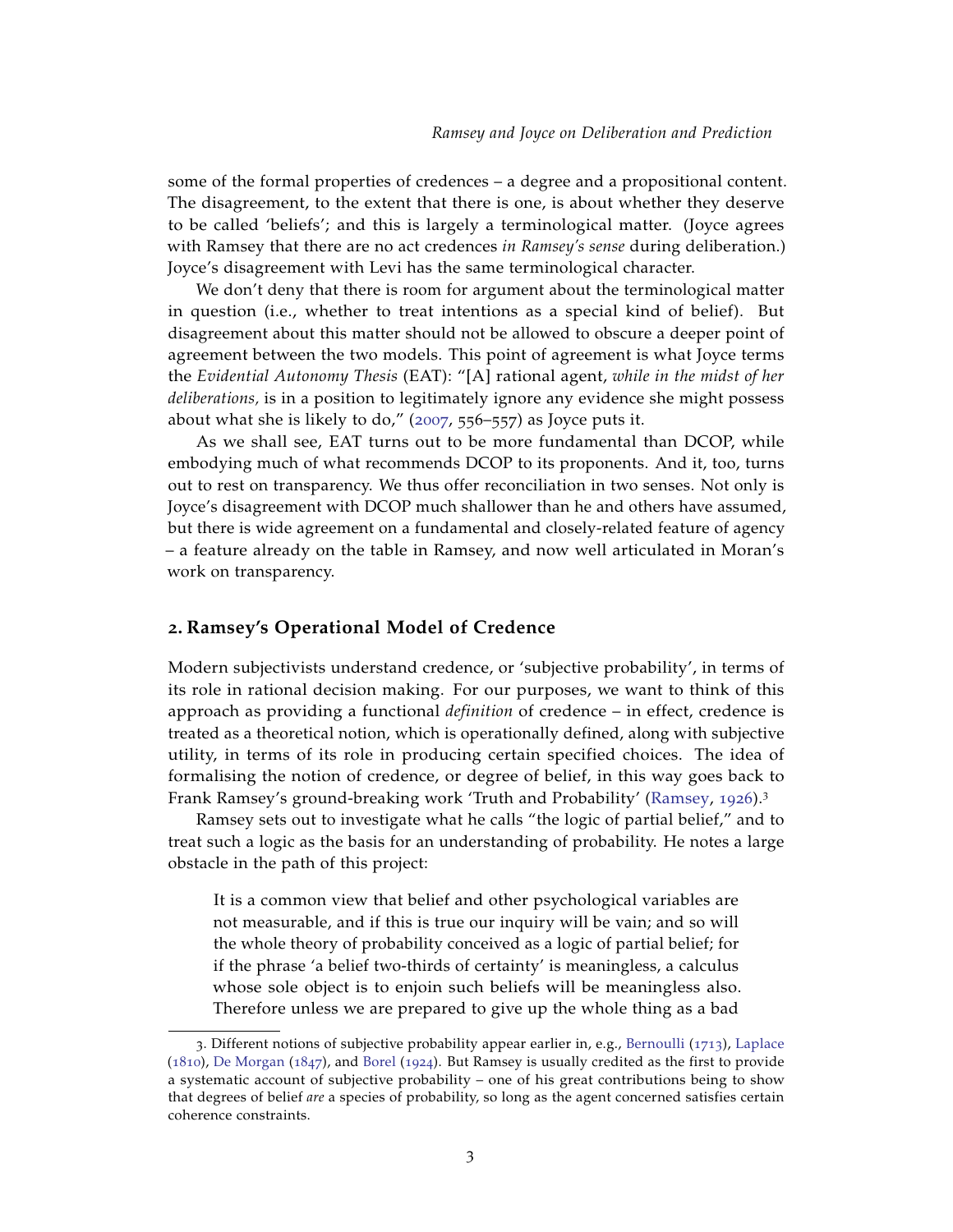some of the formal properties of credences – a degree and a propositional content. The disagreement, to the extent that there is one, is about whether they deserve to be called 'beliefs'; and this is largely a terminological matter. (Joyce agrees with Ramsey that there are no act credences *in Ramsey's sense* during deliberation.) Joyce's disagreement with Levi has the same terminological character.

We don't deny that there is room for argument about the terminological matter in question (i.e., whether to treat intentions as a special kind of belief). But disagreement about this matter should not be allowed to obscure a deeper point of agreement between the two models. This point of agreement is what Joyce terms the *Evidential Autonomy Thesis* (EAT): "[A] rational agent, *while in the midst of her deliberations,* is in a position to legitimately ignore any evidence she might possess about what she is likely to do," (2007, 556–557) as Joyce puts it.

As we shall see, EAT turns out to be more fundamental than DCOP, while embodying much of what recommends DCOP to its proponents. And it, too, turns out to rest on transparency. We thus offer reconciliation in two senses. Not only is Joyce's disagreement with DCOP much shallower than he and others have assumed, but there is wide agreement on a fundamental and closely-related feature of agency – a feature already on the table in Ramsey, and now well articulated in Moran's work on transparency.

## 2. Ramsey's Operational Model of Credence

Modern subjectivists understand credence, or 'subjective probability', in terms of its role in rational decision making. For our purposes, we want to think of this approach as providing a functional *definition* of credence – in effect, credence is treated as a theoretical notion, which is operationally defined, along with subjective utility, in terms of its role in producing certain specified choices. The idea of formalising the notion of credence, or degree of belief, in this way goes back to Frank Ramsey's ground-breaking work 'Truth and Probability' (Ramsey, 1926).[3]

Ramsey sets out to investigate what he calls "the logic of partial belief," and to treat such a logic as the basis for an understanding of probability. He notes a large obstacle in the path of this project:

> It is a common view that belief and other psychological variables are not measurable, and if this is true our inquiry will be vain; and so will the whole theory of probability conceived as a logic of partial belief; for if the phrase 'a belief two-thirds of certainty' is meaningless, a calculus whose sole object is to enjoin such beliefs will be meaningless also. Therefore unless we are prepared to give up the whole thing as a bad

---

3. Different notions of subjective probability appear earlier in, e.g., Bernoulli (1713), Laplace (1810), De Morgan (1847), and Borel (1924). But Ramsey is usually credited as the first to provide a systematic account of subjective probability – one of his great contributions being to show that degrees of belief *are* a species of probability, so long as the agent concerned satisfies certain coherence constraints.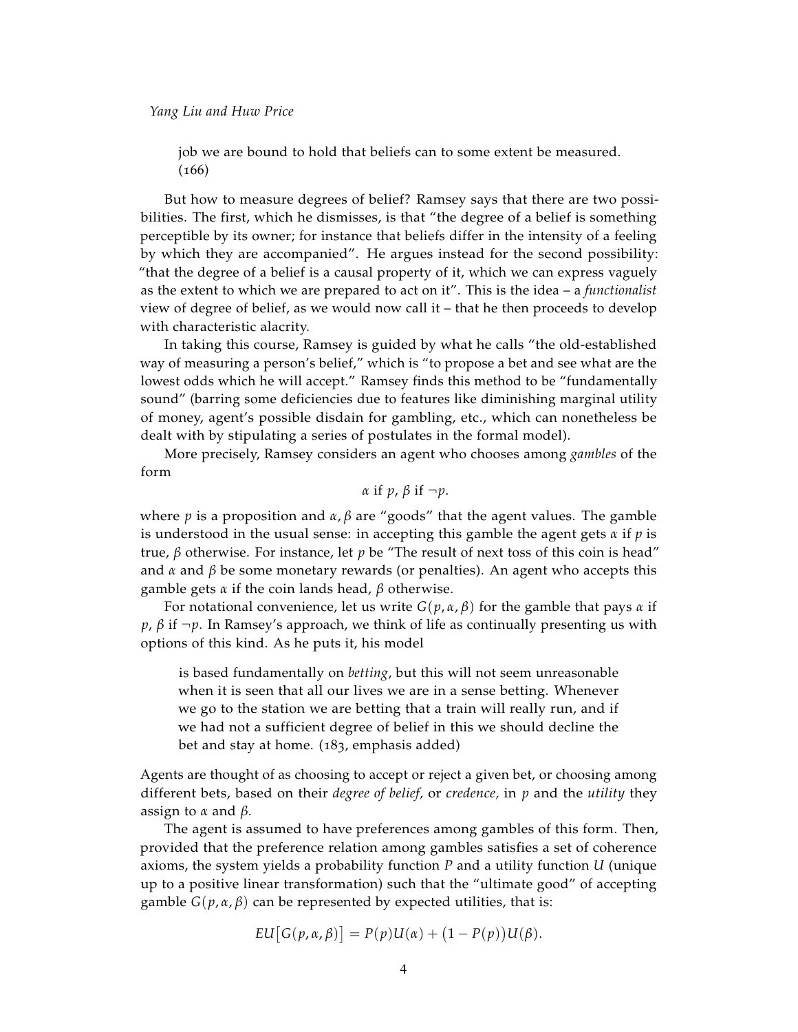> job we are bound to hold that beliefs can to some extent be measured. (166)

But how to measure degrees of belief? Ramsey says that there are two possibilities. The first, which he dismisses, is that "the degree of a belief is something perceptible by its owner; for instance that beliefs differ in the intensity of a feeling by which they are accompanied". He argues instead for the second possibility: "that the degree of a belief is a causal property of it, which we can express vaguely as the extent to which we are prepared to act on it". This is the idea – a *functionalist* view of degree of belief, as we would now call it – that he then proceeds to develop with characteristic alacrity.

In taking this course, Ramsey is guided by what he calls "the old-established way of measuring a person's belief," which is "to propose a bet and see what are the lowest odds which he will accept." Ramsey finds this method to be "fundamentally sound" (barring some deficiencies due to features like diminishing marginal utility of money, agent's possible disdain for gambling, etc., which can nonetheless be dealt with by stipulating a series of postulates in the formal model).

More precisely, Ramsey considers an agent who chooses among *gambles* of the form

$$\alpha \text{ if } p, \ \beta \text{ if } \neg p.$$

where $p$ is a proposition and $\alpha, \beta$ are "goods" that the agent values. The gamble is understood in the usual sense: in accepting this gamble the agent gets $\alpha$ if $p$ is true, $\beta$ otherwise. For instance, let $p$ be "The result of next toss of this coin is head" and $\alpha$ and $\beta$ be some monetary rewards (or penalties). An agent who accepts this gamble gets $\alpha$ if the coin lands head, $\beta$ otherwise.

For notational convenience, let us write $G(p, \alpha, \beta)$ for the gamble that pays $\alpha$ if $p$, $\beta$ if $\neg p$. In Ramsey's approach, we think of life as continually presenting us with options of this kind. As he puts it, his model

> is based fundamentally on *betting*, but this will not seem unreasonable when it is seen that all our lives we are in a sense betting. Whenever we go to the station we are betting that a train will really run, and if we had not a sufficient degree of belief in this we should decline the bet and stay at home. (183, emphasis added)

Agents are thought of as choosing to accept or reject a given bet, or choosing among different bets, based on their *degree of belief*, or *credence*, in $p$ and the *utility* they assign to $\alpha$ and $\beta$.

The agent is assumed to have preferences among gambles of this form. Then, provided that the preference relation among gambles satisfies a set of coherence axioms, the system yields a probability function $P$ and a utility function $U$ (unique up to a positive linear transformation) such that the "ultimate good" of accepting gamble $G(p, \alpha, \beta)$ can be represented by expected utilities, that is:

$$EU\big[G(p, \alpha, \beta)\big] = P(p)U(\alpha) + \big(1 - P(p)\big)U(\beta).$$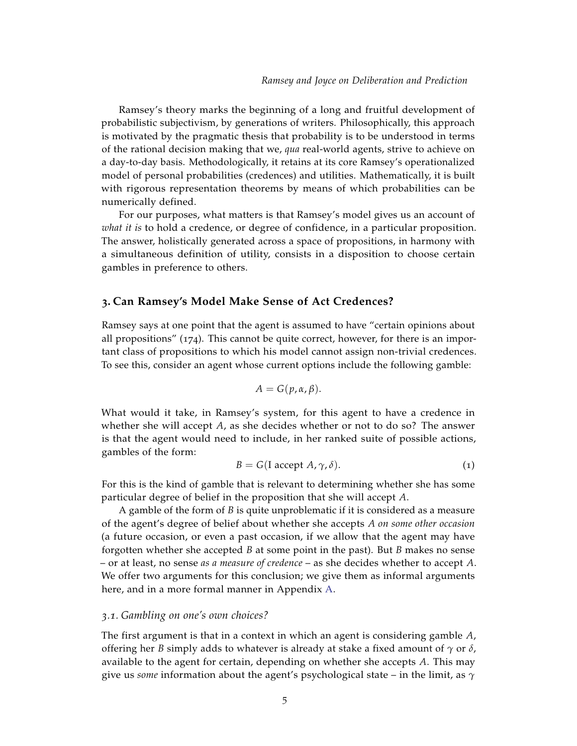Ramsey's theory marks the beginning of a long and fruitful development of probabilistic subjectivism, by generations of writers. Philosophically, this approach is motivated by the pragmatic thesis that probability is to be understood in terms of the rational decision making that we, *qua* real-world agents, strive to achieve on a day-to-day basis. Methodologically, it retains at its core Ramsey's operationalized model of personal probabilities (credences) and utilities. Mathematically, it is built with rigorous representation theorems by means of which probabilities can be numerically defined.

For our purposes, what matters is that Ramsey's model gives us an account of *what it is* to hold a credence, or degree of confidence, in a particular proposition. The answer, holistically generated across a space of propositions, in harmony with a simultaneous definition of utility, consists in a disposition to choose certain gambles in preference to others.

## 3. Can Ramsey's Model Make Sense of Act Credences?

Ramsey says at one point that the agent is assumed to have "certain opinions about all propositions" (174). This cannot be quite correct, however, for there is an important class of propositions to which his model cannot assign non-trivial credences. To see this, consider an agent whose current options include the following gamble:

$$A = G(p, \alpha, \beta).$$

What would it take, in Ramsey's system, for this agent to have a credence in whether she will accept $A$, as she decides whether or not to do so? The answer is that the agent would need to include, in her ranked suite of possible actions, gambles of the form:

$$B = G(\text{I accept } A, \gamma, \delta). \tag{1}$$

For this is the kind of gamble that is relevant to determining whether she has some particular degree of belief in the proposition that she will accept $A$.

A gamble of the form of $B$ is quite unproblematic if it is considered as a measure of the agent's degree of belief about whether she accepts $A$ *on some other occasion* (a future occasion, or even a past occasion, if we allow that the agent may have forgotten whether she accepted $B$ at some point in the past). But $B$ makes no sense – or at least, no sense *as a measure of credence* – as she decides whether to accept $A$. We offer two arguments for this conclusion; we give them as informal arguments here, and in a more formal manner in Appendix A.

### 3.1. Gambling on one's own choices?

The first argument is that in a context in which an agent is considering gamble $A$, offering her $B$ simply adds to whatever is already at stake a fixed amount of $\gamma$ or $\delta$, available to the agent for certain, depending on whether she accepts $A$. This may give us *some* information about the agent's psychological state – in the limit, as $\gamma$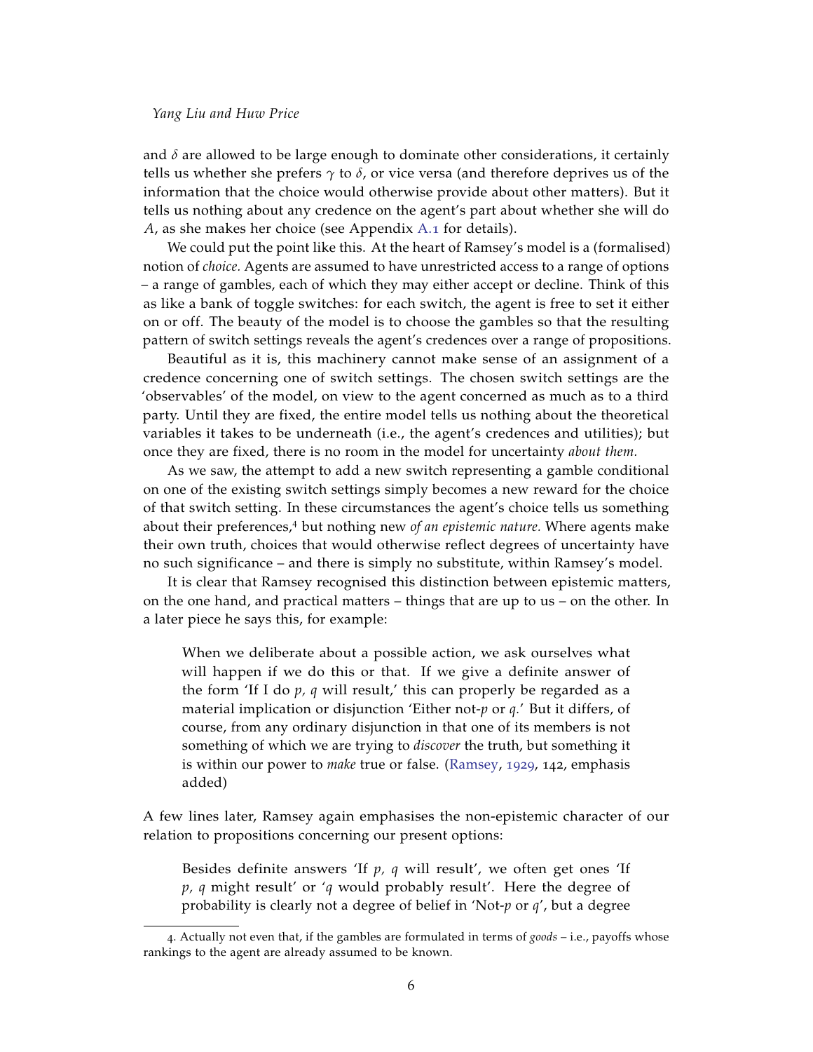and $\delta$ are allowed to be large enough to dominate other considerations, it certainly tells us whether she prefers $\gamma$ to $\delta$, or vice versa (and therefore deprives us of the information that the choice would otherwise provide about other matters). But it tells us nothing about any credence on the agent's part about whether she will do $A$, as she makes her choice (see Appendix A.1 for details).

We could put the point like this. At the heart of Ramsey's model is a (formalised) notion of *choice.* Agents are assumed to have unrestricted access to a range of options – a range of gambles, each of which they may either accept or decline. Think of this as like a bank of toggle switches: for each switch, the agent is free to set it either on or off. The beauty of the model is to choose the gambles so that the resulting pattern of switch settings reveals the agent's credences over a range of propositions.

Beautiful as it is, this machinery cannot make sense of an assignment of a credence concerning one of switch settings. The chosen switch settings are the 'observables' of the model, on view to the agent concerned as much as to a third party. Until they are fixed, the entire model tells us nothing about the theoretical variables it takes to be underneath (i.e., the agent's credences and utilities); but once they are fixed, there is no room in the model for uncertainty *about them.*

As we saw, the attempt to add a new switch representing a gamble conditional on one of the existing switch settings simply becomes a new reward for the choice of that switch setting. In these circumstances the agent's choice tells us something about their preferences,[4] but nothing new *of an epistemic nature.* Where agents make their own truth, choices that would otherwise reflect degrees of uncertainty have no such significance – and there is simply no substitute, within Ramsey's model.

It is clear that Ramsey recognised this distinction between epistemic matters, on the one hand, and practical matters – things that are up to us – on the other. In a later piece he says this, for example:

> When we deliberate about a possible action, we ask ourselves what will happen if we do this or that. If we give a definite answer of the form 'If I do *p*, *q* will result,' this can properly be regarded as a material implication or disjunction 'Either not-*p* or *q*.' But it differs, of course, from any ordinary disjunction in that one of its members is not something of which we are trying to *discover* the truth, but something it is within our power to *make* true or false. (Ramsey, 1929, 142, emphasis added)

A few lines later, Ramsey again emphasises the non-epistemic character of our relation to propositions concerning our present options:

> Besides definite answers 'If *p*, *q* will result', we often get ones 'If *p*, *q* might result' or '*q* would probably result'. Here the degree of probability is clearly not a degree of belief in 'Not-*p* or *q*', but a degree

4. Actually not even that, if the gambles are formulated in terms of *goods* – i.e., payoffs whose rankings to the agent are already assumed to be known.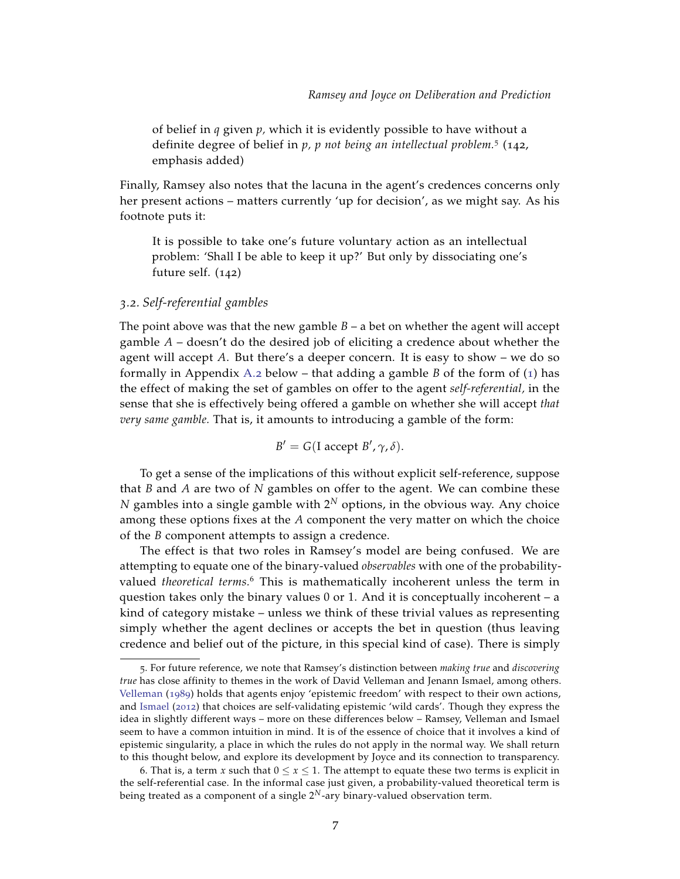> of belief in *q* given *p*, which it is evidently possible to have without a definite degree of belief in *p*, *p not being an intellectual problem.*[5] (142, emphasis added)

Finally, Ramsey also notes that the lacuna in the agent's credences concerns only her present actions – matters currently 'up for decision', as we might say. As his footnote puts it:

> It is possible to take one's future voluntary action as an intellectual problem: 'Shall I be able to keep it up?' But only by dissociating one's future self. (142)

### *3.2. Self-referential gambles*

The point above was that the new gamble $B$ – a bet on whether the agent will accept gamble $A$ – doesn't do the desired job of eliciting a credence about whether the agent will accept $A$. But there's a deeper concern. It is easy to show – we do so formally in Appendix A.2 below – that adding a gamble $B$ of the form of (1) has the effect of making the set of gambles on offer to the agent *self-referential*, in the sense that she is effectively being offered a gamble on whether she will accept *that very same gamble.* That is, it amounts to introducing a gamble of the form:

$$B' = G(\text{I accept } B', \gamma, \delta).$$

To get a sense of the implications of this without explicit self-reference, suppose that $B$ and $A$ are two of $N$ gambles on offer to the agent. We can combine these $N$ gambles into a single gamble with $2^N$ options, in the obvious way. Any choice among these options fixes at the $A$ component the very matter on which the choice of the $B$ component attempts to assign a credence.

The effect is that two roles in Ramsey's model are being confused. We are attempting to equate one of the binary-valued *observables* with one of the probability-valued *theoretical terms*.[6] This is mathematically incoherent unless the term in question takes only the binary values 0 or 1. And it is conceptually incoherent – a kind of category mistake – unless we think of these trivial values as representing simply whether the agent declines or accepts the bet in question (thus leaving credence and belief out of the picture, in this special kind of case). There is simply

---

5. For future reference, we note that Ramsey's distinction between *making true* and *discovering true* has close affinity to themes in the work of David Velleman and Jenann Ismael, among others. Velleman (1989) holds that agents enjoy 'epistemic freedom' with respect to their own actions, and Ismael (2012) that choices are self-validating epistemic 'wild cards'. Though they express the idea in slightly different ways – more on these differences below – Ramsey, Velleman and Ismael seem to have a common intuition in mind. It is of the essence of choice that it involves a kind of epistemic singularity, a place in which the rules do not apply in the normal way. We shall return to this thought below, and explore its development by Joyce and its connection to transparency.

6. That is, a term $x$ such that $0 \leq x \leq 1$. The attempt to equate these two terms is explicit in the self-referential case. In the informal case just given, a probability-valued theoretical term is being treated as a component of a single $2^N$-ary binary-valued observation term.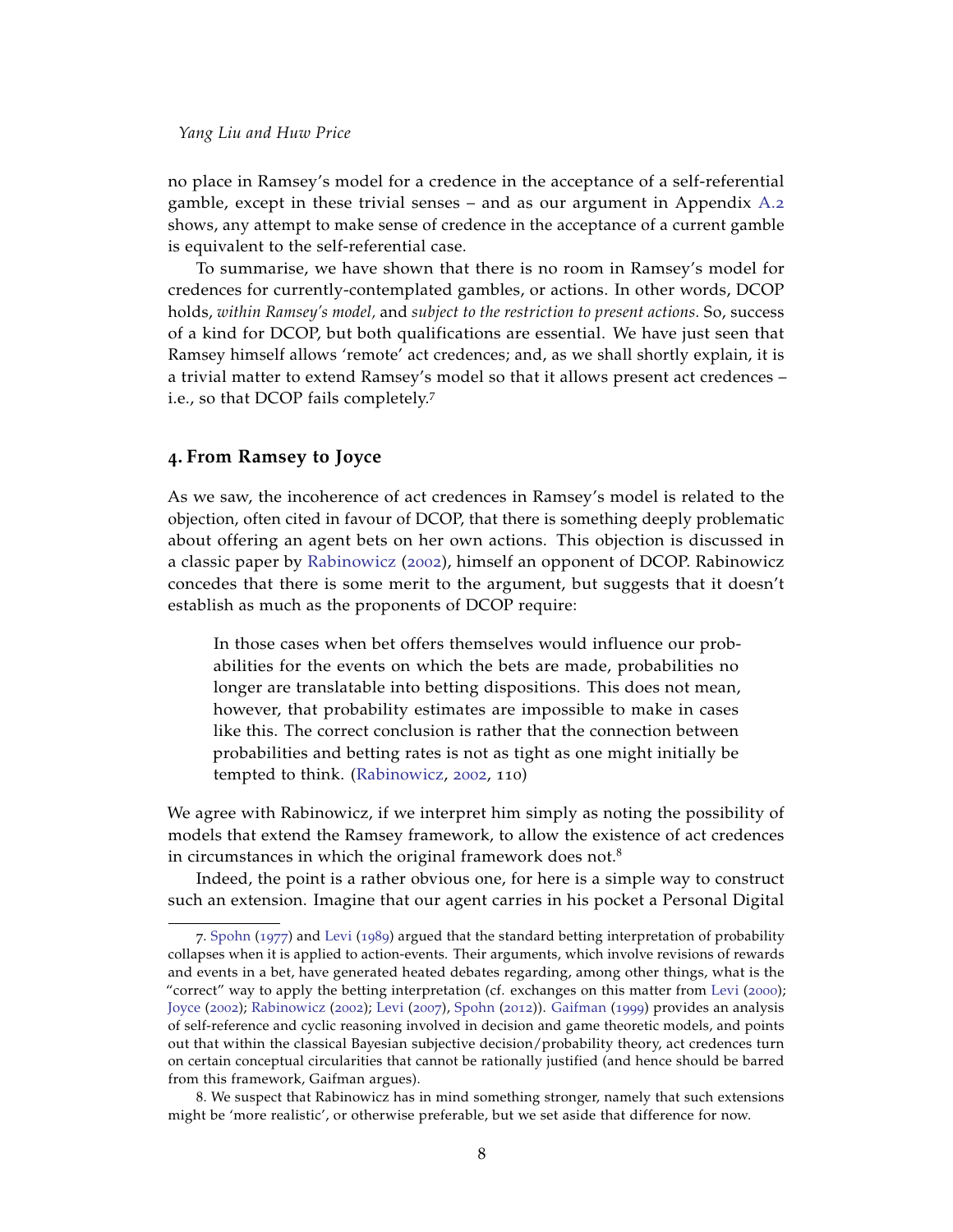no place in Ramsey's model for a credence in the acceptance of a self-referential gamble, except in these trivial senses – and as our argument in Appendix A.2 shows, any attempt to make sense of credence in the acceptance of a current gamble is equivalent to the self-referential case.

To summarise, we have shown that there is no room in Ramsey's model for credences for currently-contemplated gambles, or actions. In other words, DCOP holds, *within Ramsey's model,* and *subject to the restriction to present actions.* So, success of a kind for DCOP, but both qualifications are essential. We have just seen that Ramsey himself allows 'remote' act credences; and, as we shall shortly explain, it is a trivial matter to extend Ramsey's model so that it allows present act credences – i.e., so that DCOP fails completely.[7]

## 4. From Ramsey to Joyce

As we saw, the incoherence of act credences in Ramsey's model is related to the objection, often cited in favour of DCOP, that there is something deeply problematic about offering an agent bets on her own actions. This objection is discussed in a classic paper by Rabinowicz (2002), himself an opponent of DCOP. Rabinowicz concedes that there is some merit to the argument, but suggests that it doesn't establish as much as the proponents of DCOP require:

> In those cases when bet offers themselves would influence our probabilities for the events on which the bets are made, probabilities no longer are translatable into betting dispositions. This does not mean, however, that probability estimates are impossible to make in cases like this. The correct conclusion is rather that the connection between probabilities and betting rates is not as tight as one might initially be tempted to think. (Rabinowicz, 2002, 110)

We agree with Rabinowicz, if we interpret him simply as noting the possibility of models that extend the Ramsey framework, to allow the existence of act credences in circumstances in which the original framework does not.[8]

Indeed, the point is a rather obvious one, for here is a simple way to construct such an extension. Imagine that our agent carries in his pocket a Personal Digital

---

7. Spohn (1977) and Levi (1989) argued that the standard betting interpretation of probability collapses when it is applied to action-events. Their arguments, which involve revisions of rewards and events in a bet, have generated heated debates regarding, among other things, what is the "correct" way to apply the betting interpretation (cf. exchanges on this matter from Levi (2000); Joyce (2002); Rabinowicz (2002); Levi (2007), Spohn (2012)). Gaifman (1999) provides an analysis of self-reference and cyclic reasoning involved in decision and game theoretic models, and points out that within the classical Bayesian subjective decision/probability theory, act credences turn on certain conceptual circularities that cannot be rationally justified (and hence should be barred from this framework, Gaifman argues).

8. We suspect that Rabinowicz has in mind something stronger, namely that such extensions might be 'more realistic', or otherwise preferable, but we set aside that difference for now.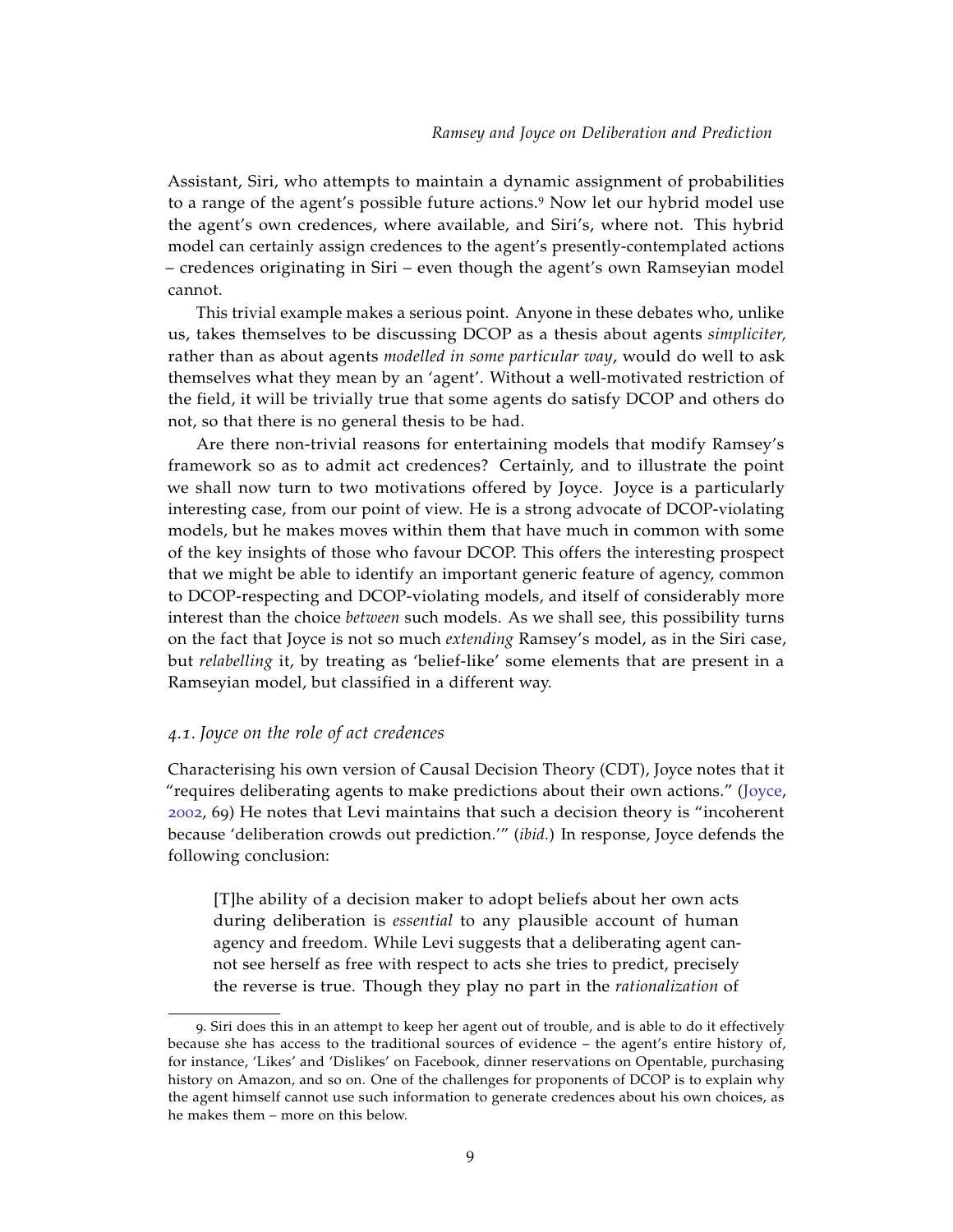Assistant, Siri, who attempts to maintain a dynamic assignment of probabilities to a range of the agent's possible future actions.[9] Now let our hybrid model use the agent's own credences, where available, and Siri's, where not. This hybrid model can certainly assign credences to the agent's presently-contemplated actions – credences originating in Siri – even though the agent's own Ramseyian model cannot.

This trivial example makes a serious point. Anyone in these debates who, unlike us, takes themselves to be discussing DCOP as a thesis about agents *simpliciter,* rather than as about agents *modelled in some particular way*, would do well to ask themselves what they mean by an 'agent'. Without a well-motivated restriction of the field, it will be trivially true that some agents do satisfy DCOP and others do not, so that there is no general thesis to be had.

Are there non-trivial reasons for entertaining models that modify Ramsey's framework so as to admit act credences? Certainly, and to illustrate the point we shall now turn to two motivations offered by Joyce. Joyce is a particularly interesting case, from our point of view. He is a strong advocate of DCOP-violating models, but he makes moves within them that have much in common with some of the key insights of those who favour DCOP. This offers the interesting prospect that we might be able to identify an important generic feature of agency, common to DCOP-respecting and DCOP-violating models, and itself of considerably more interest than the choice *between* such models. As we shall see, this possibility turns on the fact that Joyce is not so much *extending* Ramsey's model, as in the Siri case, but *relabelling* it, by treating as 'belief-like' some elements that are present in a Ramseyian model, but classified in a different way.

### *4.1. Joyce on the role of act credences*

Characterising his own version of Causal Decision Theory (CDT), Joyce notes that it "requires deliberating agents to make predictions about their own actions." (Joyce, 2002, 69) He notes that Levi maintains that such a decision theory is "incoherent because 'deliberation crowds out prediction.'" (*ibid.*) In response, Joyce defends the following conclusion:

> [T]he ability of a decision maker to adopt beliefs about her own acts during deliberation is *essential* to any plausible account of human agency and freedom. While Levi suggests that a deliberating agent cannot see herself as free with respect to acts she tries to predict, precisely the reverse is true. Though they play no part in the *rationalization* of

9. Siri does this in an attempt to keep her agent out of trouble, and is able to do it effectively because she has access to the traditional sources of evidence – the agent's entire history of, for instance, 'Likes' and 'Dislikes' on Facebook, dinner reservations on Opentable, purchasing history on Amazon, and so on. One of the challenges for proponents of DCOP is to explain why the agent himself cannot use such information to generate credences about his own choices, as he makes them – more on this below.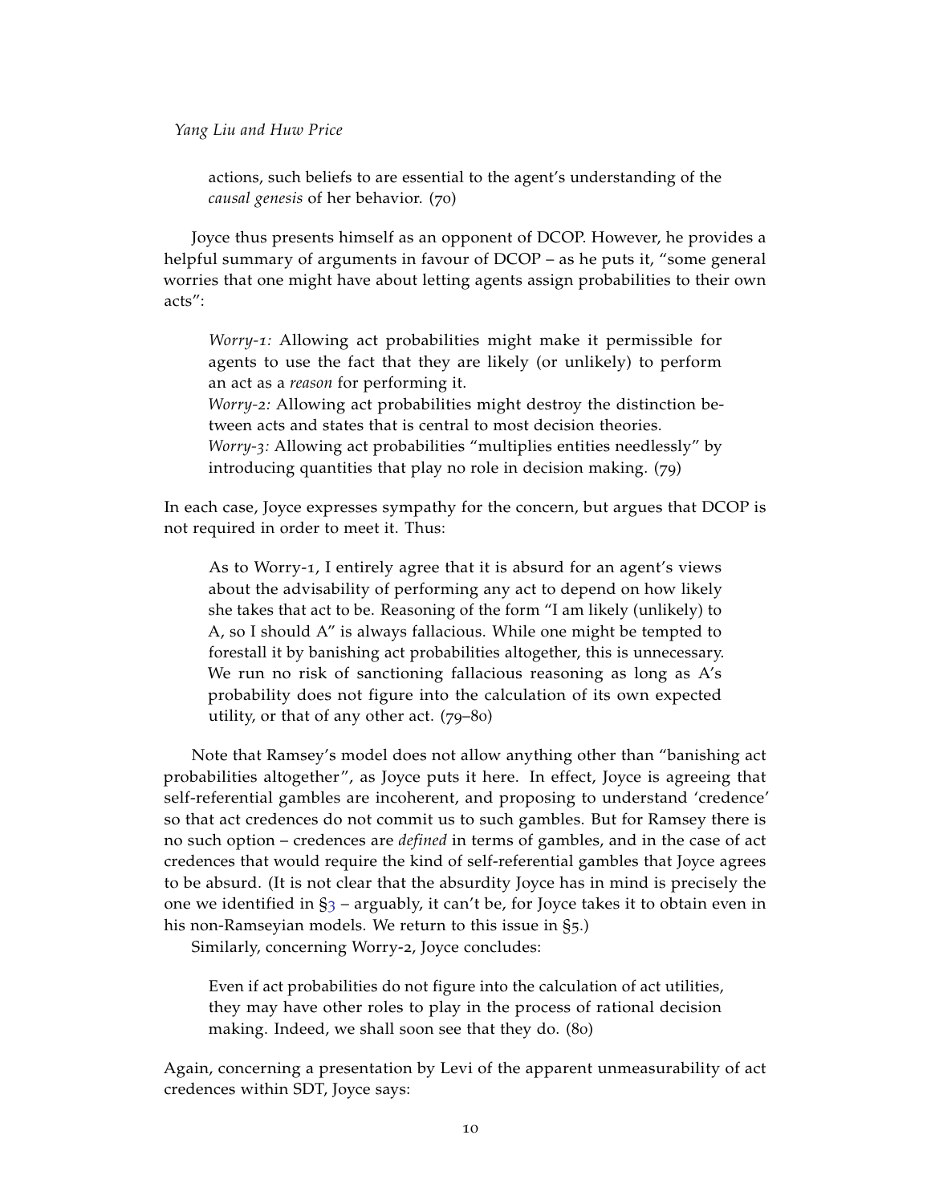actions, such beliefs to are essential to the agent's understanding of the *causal genesis* of her behavior. (70)

Joyce thus presents himself as an opponent of DCOP. However, he provides a helpful summary of arguments in favour of DCOP – as he puts it, "some general worries that one might have about letting agents assign probabilities to their own acts":

> *Worry-1:* Allowing act probabilities might make it permissible for agents to use the fact that they are likely (or unlikely) to perform an act as a *reason* for performing it.
> *Worry-2:* Allowing act probabilities might destroy the distinction between acts and states that is central to most decision theories.
> *Worry-3:* Allowing act probabilities "multiplies entities needlessly" by introducing quantities that play no role in decision making. (79)

In each case, Joyce expresses sympathy for the concern, but argues that DCOP is not required in order to meet it. Thus:

> As to Worry-1, I entirely agree that it is absurd for an agent's views about the advisability of performing any act to depend on how likely she takes that act to be. Reasoning of the form "I am likely (unlikely) to A, so I should A" is always fallacious. While one might be tempted to forestall it by banishing act probabilities altogether, this is unnecessary. We run no risk of sanctioning fallacious reasoning as long as A's probability does not figure into the calculation of its own expected utility, or that of any other act. (79–80)

Note that Ramsey's model does not allow anything other than "banishing act probabilities altogether", as Joyce puts it here. In effect, Joyce is agreeing that self-referential gambles are incoherent, and proposing to understand 'credence' so that act credences do not commit us to such gambles. But for Ramsey there is no such option – credences are *defined* in terms of gambles, and in the case of act credences that would require the kind of self-referential gambles that Joyce agrees to be absurd. (It is not clear that the absurdity Joyce has in mind is precisely the one we identified in §3 – arguably, it can't be, for Joyce takes it to obtain even in his non-Ramseyian models. We return to this issue in §5.)

Similarly, concerning Worry-2, Joyce concludes:

> Even if act probabilities do not figure into the calculation of act utilities, they may have other roles to play in the process of rational decision making. Indeed, we shall soon see that they do. (80)

Again, concerning a presentation by Levi of the apparent unmeasurability of act credences within SDT, Joyce says: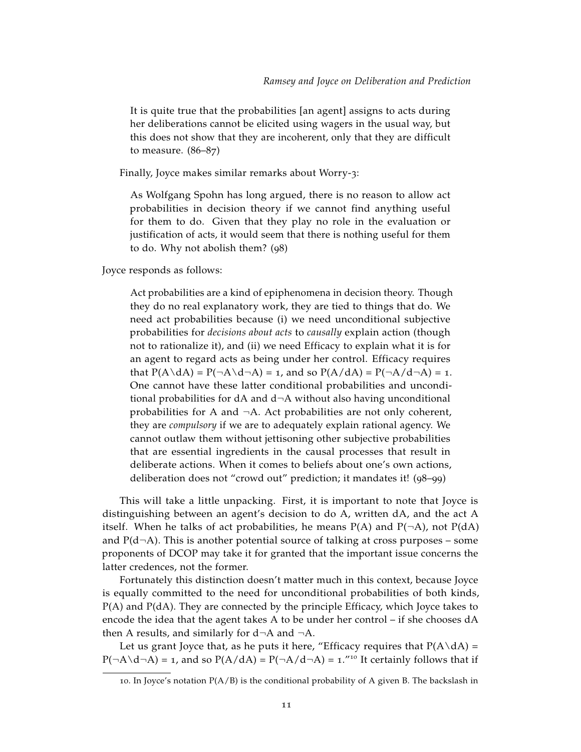> It is quite true that the probabilities [an agent] assigns to acts during her deliberations cannot be elicited using wagers in the usual way, but this does not show that they are incoherent, only that they are difficult to measure. (86–87)

Finally, Joyce makes similar remarks about Worry-3:

> As Wolfgang Spohn has long argued, there is no reason to allow act probabilities in decision theory if we cannot find anything useful for them to do. Given that they play no role in the evaluation or justification of acts, it would seem that there is nothing useful for them to do. Why not abolish them? (98)

Joyce responds as follows:

> Act probabilities are a kind of epiphenomena in decision theory. Though they do no real explanatory work, they are tied to things that do. We need act probabilities because (i) we need unconditional subjective probabilities for *decisions about acts* to *causally* explain action (though not to rationalize it), and (ii) we need Efficacy to explain what it is for an agent to regard acts as being under her control. Efficacy requires that $P(A \backslash dA) = P(\neg A \backslash d\neg A) = 1$, and so $P(A/dA) = P(\neg A/d\neg A) = 1$. One cannot have these latter conditional probabilities and unconditional probabilities for dA and d¬A without also having unconditional probabilities for A and ¬A. Act probabilities are not only coherent, they are *compulsory* if we are to adequately explain rational agency. We cannot outlaw them without jettisoning other subjective probabilities that are essential ingredients in the causal processes that result in deliberate actions. When it comes to beliefs about one's own actions, deliberation does not "crowd out" prediction; it mandates it! (98–99)

This will take a little unpacking. First, it is important to note that Joyce is distinguishing between an agent's decision to do A, written dA, and the act A itself. When he talks of act probabilities, he means $P(A)$ and $P(\neg A)$, not $P(dA)$ and $P(d\neg A)$. This is another potential source of talking at cross purposes – some proponents of DCOP may take it for granted that the important issue concerns the latter credences, not the former.

Fortunately this distinction doesn't matter much in this context, because Joyce is equally committed to the need for unconditional probabilities of both kinds, $P(A)$ and $P(dA)$. They are connected by the principle Efficacy, which Joyce takes to encode the idea that the agent takes A to be under her control – if she chooses dA then A results, and similarly for d¬A and ¬A.

Let us grant Joyce that, as he puts it here, "Efficacy requires that $P(A \backslash dA) = P(\neg A \backslash d\neg A) = 1$, and so $P(A/dA) = P(\neg A/d\neg A) = 1$."[10] It certainly follows that if

[10]. In Joyce's notation $P(A/B)$ is the conditional probability of A given B. The backslash in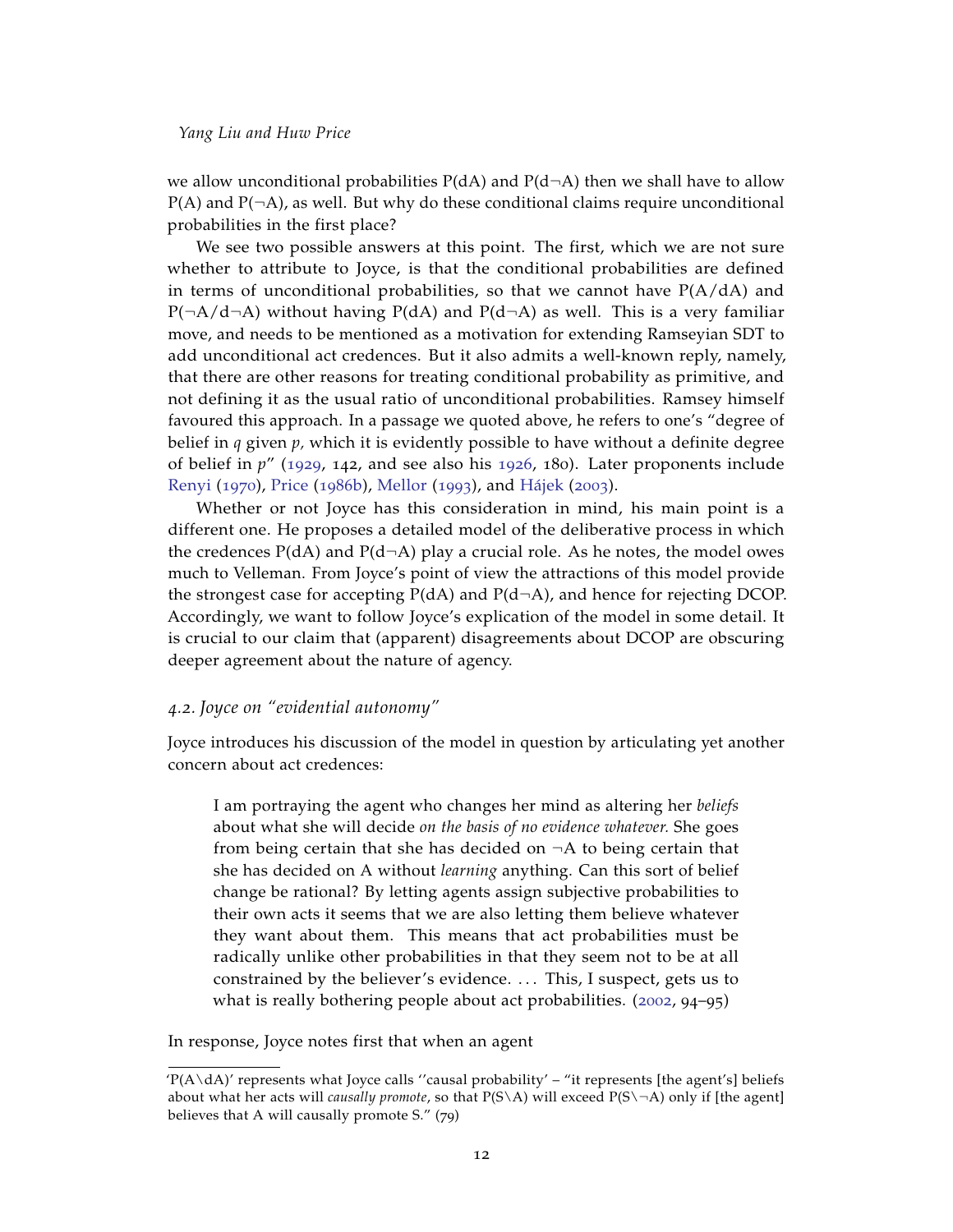we allow unconditional probabilities P(dA) and P(d¬A) then we shall have to allow P(A) and P(¬A), as well. But why do these conditional claims require unconditional probabilities in the first place?

We see two possible answers at this point. The first, which we are not sure whether to attribute to Joyce, is that the conditional probabilities are defined in terms of unconditional probabilities, so that we cannot have P(A/dA) and P(¬A/d¬A) without having P(dA) and P(d¬A) as well. This is a very familiar move, and needs to be mentioned as a motivation for extending Ramseyian SDT to add unconditional act credences. But it also admits a well-known reply, namely, that there are other reasons for treating conditional probability as primitive, and not defining it as the usual ratio of unconditional probabilities. Ramsey himself favoured this approach. In a passage we quoted above, he refers to one's "degree of belief in *q* given *p*, which it is evidently possible to have without a definite degree of belief in *p*" (1929, 142, and see also his 1926, 180). Later proponents include Renyi (1970), Price (1986b), Mellor (1993), and Hájek (2003).

Whether or not Joyce has this consideration in mind, his main point is a different one. He proposes a detailed model of the deliberative process in which the credences P(dA) and P(d¬A) play a crucial role. As he notes, the model owes much to Velleman. From Joyce's point of view the attractions of this model provide the strongest case for accepting P(dA) and P(d¬A), and hence for rejecting DCOP. Accordingly, we want to follow Joyce's explication of the model in some detail. It is crucial to our claim that (apparent) disagreements about DCOP are obscuring deeper agreement about the nature of agency.

### *4.2. Joyce on "evidential autonomy"*

Joyce introduces his discussion of the model in question by articulating yet another concern about act credences:

> I am portraying the agent who changes her mind as altering her *beliefs* about what she will decide *on the basis of no evidence whatever.* She goes from being certain that she has decided on ¬A to being certain that she has decided on A without *learning* anything. Can this sort of belief change be rational? By letting agents assign subjective probabilities to their own acts it seems that we are also letting them believe whatever they want about them. This means that act probabilities must be radically unlike other probabilities in that they seem not to be at all constrained by the believer's evidence. . . . This, I suspect, gets us to what is really bothering people about act probabilities. (2002, 94–95)

In response, Joyce notes first that when an agent

---

'P(A\dA)' represents what Joyce calls ''causal probability' – "it represents [the agent's] beliefs about what her acts will *causally promote*, so that P(S\A) will exceed P(S\¬A) only if [the agent] believes that A will causally promote S." (79)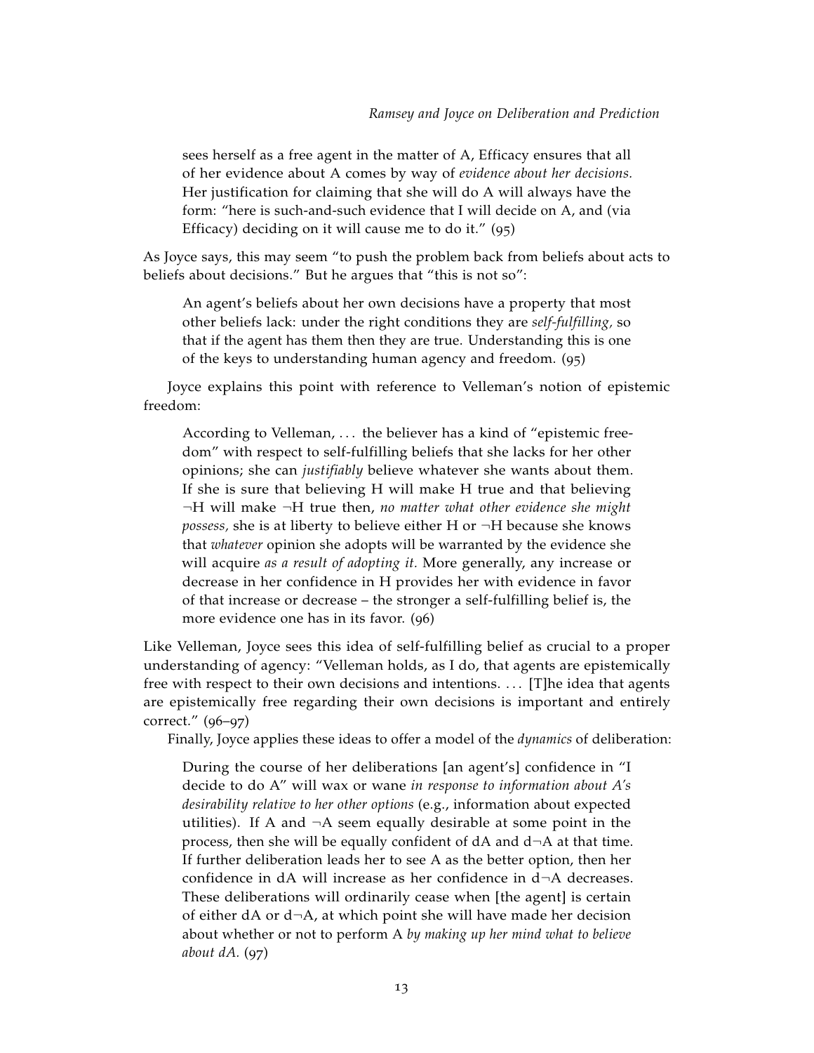> sees herself as a free agent in the matter of A, Efficacy ensures that all of her evidence about A comes by way of *evidence about her decisions.* Her justification for claiming that she will do A will always have the form: "here is such-and-such evidence that I will decide on A, and (via Efficacy) deciding on it will cause me to do it." (95)

As Joyce says, this may seem "to push the problem back from beliefs about acts to beliefs about decisions." But he argues that "this is not so":

> An agent's beliefs about her own decisions have a property that most other beliefs lack: under the right conditions they are *self-fulfilling,* so that if the agent has them then they are true. Understanding this is one of the keys to understanding human agency and freedom. (95)

Joyce explains this point with reference to Velleman's notion of epistemic freedom:

> According to Velleman, . . . the believer has a kind of "epistemic freedom" with respect to self-fulfilling beliefs that she lacks for her other opinions; she can *justifiably* believe whatever she wants about them. If she is sure that believing H will make H true and that believing ¬H will make ¬H true then, *no matter what other evidence she might possess,* she is at liberty to believe either H or ¬H because she knows that *whatever* opinion she adopts will be warranted by the evidence she will acquire *as a result of adopting it.* More generally, any increase or decrease in her confidence in H provides her with evidence in favor of that increase or decrease – the stronger a self-fulfilling belief is, the more evidence one has in its favor. (96)

Like Velleman, Joyce sees this idea of self-fulfilling belief as crucial to a proper understanding of agency: "Velleman holds, as I do, that agents are epistemically free with respect to their own decisions and intentions. . . . [T]he idea that agents are epistemically free regarding their own decisions is important and entirely correct." (96–97)

Finally, Joyce applies these ideas to offer a model of the *dynamics* of deliberation:

> During the course of her deliberations [an agent's] confidence in "I decide to do A" will wax or wane *in response to information about A's desirability relative to her other options* (e.g., information about expected utilities). If A and ¬A seem equally desirable at some point in the process, then she will be equally confident of dA and d¬A at that time. If further deliberation leads her to see A as the better option, then her confidence in dA will increase as her confidence in d¬A decreases. These deliberations will ordinarily cease when [the agent] is certain of either dA or d¬A, at which point she will have made her decision about whether or not to perform A *by making up her mind what to believe about dA.* (97)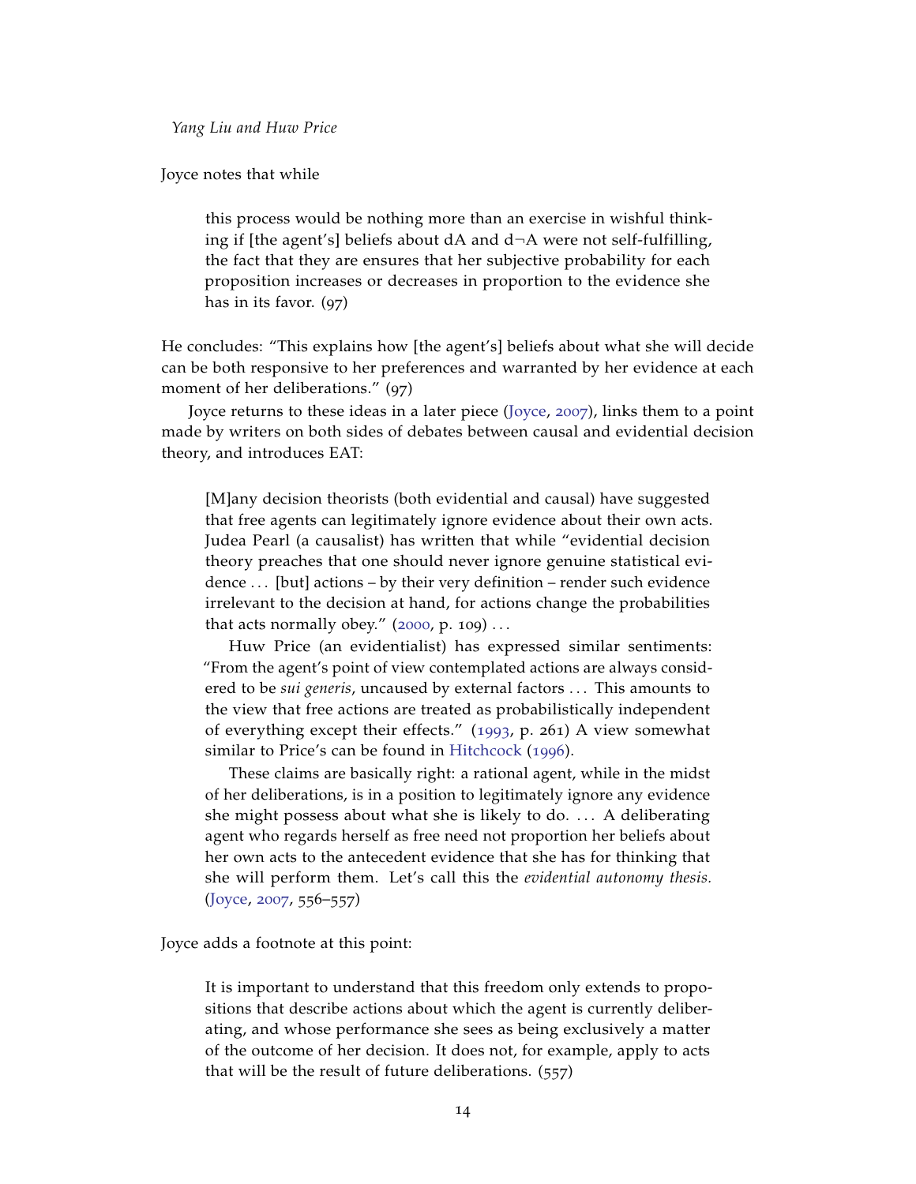Joyce notes that while

> this process would be nothing more than an exercise in wishful thinking if [the agent's] beliefs about dA and d¬A were not self-fulfilling, the fact that they are ensures that her subjective probability for each proposition increases or decreases in proportion to the evidence she has in its favor. (97)

He concludes: "This explains how [the agent's] beliefs about what she will decide can be both responsive to her preferences and warranted by her evidence at each moment of her deliberations." (97)

Joyce returns to these ideas in a later piece (Joyce, 2007), links them to a point made by writers on both sides of debates between causal and evidential decision theory, and introduces EAT:

> [M]any decision theorists (both evidential and causal) have suggested that free agents can legitimately ignore evidence about their own acts. Judea Pearl (a causalist) has written that while "evidential decision theory preaches that one should never ignore genuine statistical evidence ... [but] actions – by their very definition – render such evidence irrelevant to the decision at hand, for actions change the probabilities that acts normally obey." (2000, p. 109) ...
>
> Huw Price (an evidentialist) has expressed similar sentiments: "From the agent's point of view contemplated actions are always considered to be *sui generis*, uncaused by external factors ... This amounts to the view that free actions are treated as probabilistically independent of everything except their effects." (1993, p. 261) A view somewhat similar to Price's can be found in Hitchcock (1996).
>
> These claims are basically right: a rational agent, while in the midst of her deliberations, is in a position to legitimately ignore any evidence she might possess about what she is likely to do. ... A deliberating agent who regards herself as free need not proportion her beliefs about her own acts to the antecedent evidence that she has for thinking that she will perform them. Let's call this the *evidential autonomy thesis.* (Joyce, 2007, 556–557)

Joyce adds a footnote at this point:

> It is important to understand that this freedom only extends to propositions that describe actions about which the agent is currently deliberating, and whose performance she sees as being exclusively a matter of the outcome of her decision. It does not, for example, apply to acts that will be the result of future deliberations. (557)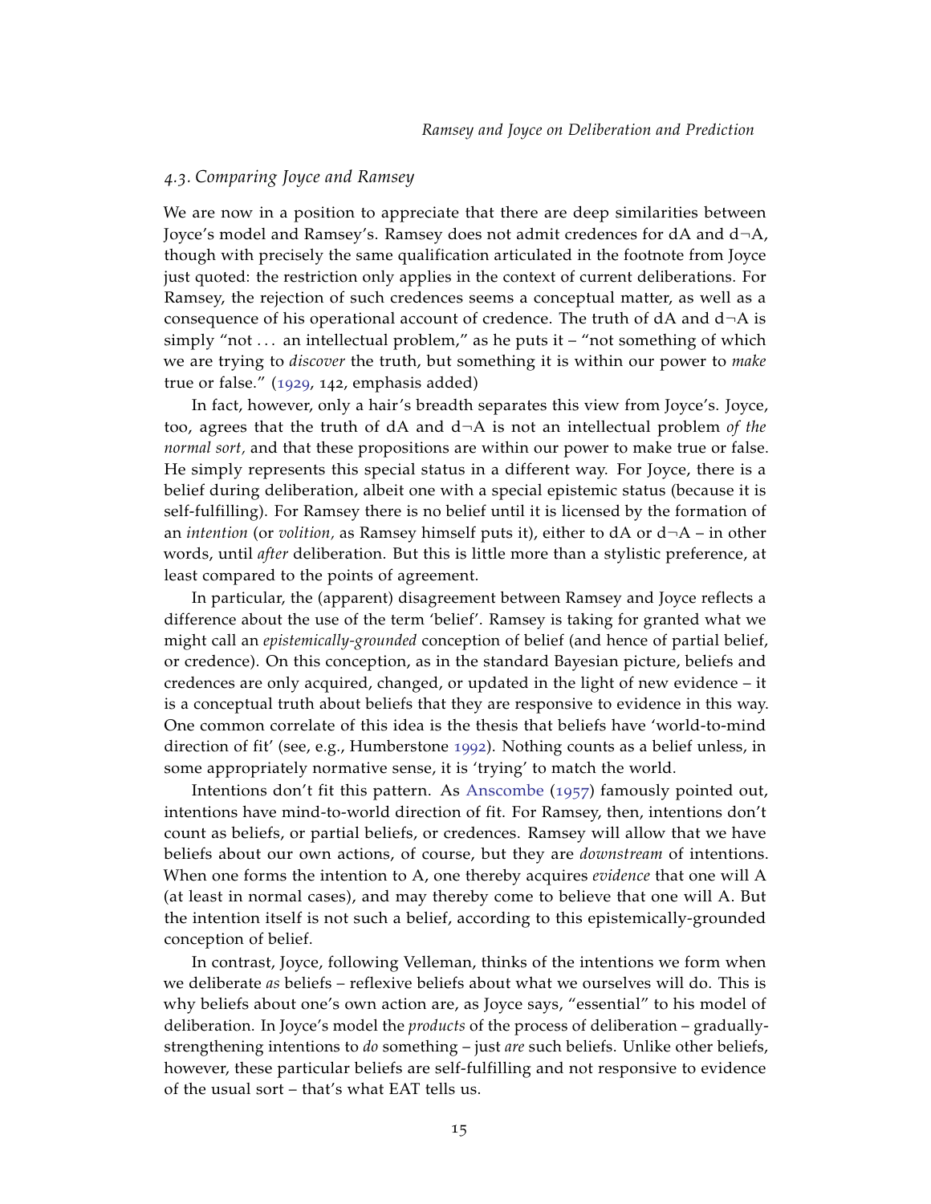### 4.3. Comparing Joyce and Ramsey

We are now in a position to appreciate that there are deep similarities between Joyce's model and Ramsey's. Ramsey does not admit credences for dA and d¬A, though with precisely the same qualification articulated in the footnote from Joyce just quoted: the restriction only applies in the context of current deliberations. For Ramsey, the rejection of such credences seems a conceptual matter, as well as a consequence of his operational account of credence. The truth of dA and d¬A is simply "not ... an intellectual problem," as he puts it – "not something of which we are trying to *discover* the truth, but something it is within our power to *make* true or false." (1929, 142, emphasis added)

In fact, however, only a hair's breadth separates this view from Joyce's. Joyce, too, agrees that the truth of dA and d¬A is not an intellectual problem *of the normal sort,* and that these propositions are within our power to make true or false. He simply represents this special status in a different way. For Joyce, there is a belief during deliberation, albeit one with a special epistemic status (because it is self-fulfilling). For Ramsey there is no belief until it is licensed by the formation of an *intention* (or *volition,* as Ramsey himself puts it), either to dA or d¬A – in other words, until *after* deliberation. But this is little more than a stylistic preference, at least compared to the points of agreement.

In particular, the (apparent) disagreement between Ramsey and Joyce reflects a difference about the use of the term 'belief'. Ramsey is taking for granted what we might call an *epistemically-grounded* conception of belief (and hence of partial belief, or credence). On this conception, as in the standard Bayesian picture, beliefs and credences are only acquired, changed, or updated in the light of new evidence – it is a conceptual truth about beliefs that they are responsive to evidence in this way. One common correlate of this idea is the thesis that beliefs have 'world-to-mind direction of fit' (see, e.g., Humberstone 1992). Nothing counts as a belief unless, in some appropriately normative sense, it is 'trying' to match the world.

Intentions don't fit this pattern. As Anscombe (1957) famously pointed out, intentions have mind-to-world direction of fit. For Ramsey, then, intentions don't count as beliefs, or partial beliefs, or credences. Ramsey will allow that we have beliefs about our own actions, of course, but they are *downstream* of intentions. When one forms the intention to A, one thereby acquires *evidence* that one will A (at least in normal cases), and may thereby come to believe that one will A. But the intention itself is not such a belief, according to this epistemically-grounded conception of belief.

In contrast, Joyce, following Velleman, thinks of the intentions we form when we deliberate *as* beliefs – reflexive beliefs about what we ourselves will do. This is why beliefs about one's own action are, as Joyce says, "essential" to his model of deliberation. In Joyce's model the *products* of the process of deliberation – gradually-strengthening intentions to *do* something – just *are* such beliefs. Unlike other beliefs, however, these particular beliefs are self-fulfilling and not responsive to evidence of the usual sort – that's what EAT tells us.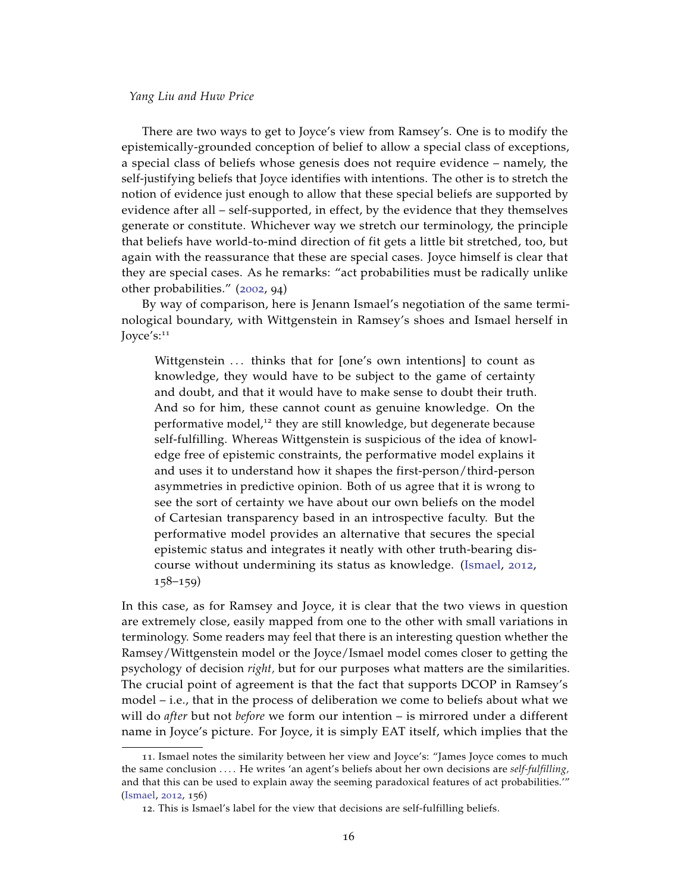There are two ways to get to Joyce's view from Ramsey's. One is to modify the epistemically-grounded conception of belief to allow a special class of exceptions, a special class of beliefs whose genesis does not require evidence – namely, the self-justifying beliefs that Joyce identifies with intentions. The other is to stretch the notion of evidence just enough to allow that these special beliefs are supported by evidence after all – self-supported, in effect, by the evidence that they themselves generate or constitute. Whichever way we stretch our terminology, the principle that beliefs have world-to-mind direction of fit gets a little bit stretched, too, but again with the reassurance that these are special cases. Joyce himself is clear that they are special cases. As he remarks: "act probabilities must be radically unlike other probabilities." (2002, 94)

By way of comparison, here is Jenann Ismael's negotiation of the same terminological boundary, with Wittgenstein in Ramsey's shoes and Ismael herself in Joyce's:[11]

> Wittgenstein . . . thinks that for [one's own intentions] to count as knowledge, they would have to be subject to the game of certainty and doubt, and that it would have to make sense to doubt their truth. And so for him, these cannot count as genuine knowledge. On the performative model,[12] they are still knowledge, but degenerate because self-fulfilling. Whereas Wittgenstein is suspicious of the idea of knowledge free of epistemic constraints, the performative model explains it and uses it to understand how it shapes the first-person/third-person asymmetries in predictive opinion. Both of us agree that it is wrong to see the sort of certainty we have about our own beliefs on the model of Cartesian transparency based in an introspective faculty. But the performative model provides an alternative that secures the special epistemic status and integrates it neatly with other truth-bearing discourse without undermining its status as knowledge. (Ismael, 2012, 158–159)

In this case, as for Ramsey and Joyce, it is clear that the two views in question are extremely close, easily mapped from one to the other with small variations in terminology. Some readers may feel that there is an interesting question whether the Ramsey/Wittgenstein model or the Joyce/Ismael model comes closer to getting the psychology of decision *right,* but for our purposes what matters are the similarities. The crucial point of agreement is that the fact that supports DCOP in Ramsey's model – i.e., that in the process of deliberation we come to beliefs about what we will do *after* but not *before* we form our intention – is mirrored under a different name in Joyce's picture. For Joyce, it is simply EAT itself, which implies that the

11. Ismael notes the similarity between her view and Joyce's: "James Joyce comes to much the same conclusion . . . . He writes 'an agent's beliefs about her own decisions are *self-fulfilling,* and that this can be used to explain away the seeming paradoxical features of act probabilities.'" (Ismael, 2012, 156)

12. This is Ismael's label for the view that decisions are self-fulfilling beliefs.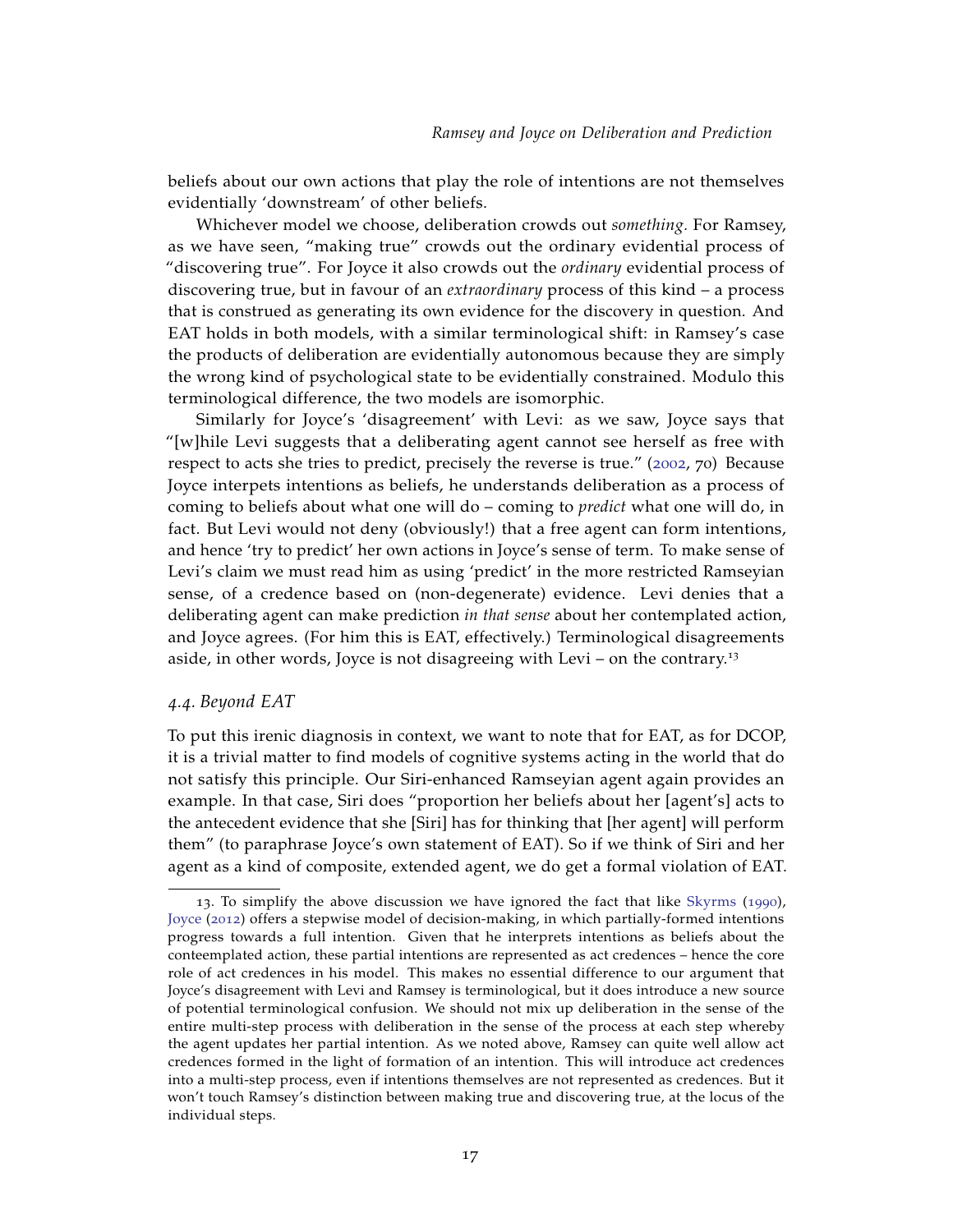beliefs about our own actions that play the role of intentions are not themselves evidentially 'downstream' of other beliefs.

Whichever model we choose, deliberation crowds out *something*. For Ramsey, as we have seen, "making true" crowds out the ordinary evidential process of "discovering true". For Joyce it also crowds out the *ordinary* evidential process of discovering true, but in favour of an *extraordinary* process of this kind – a process that is construed as generating its own evidence for the discovery in question. And EAT holds in both models, with a similar terminological shift: in Ramsey's case the products of deliberation are evidentially autonomous because they are simply the wrong kind of psychological state to be evidentially constrained. Modulo this terminological difference, the two models are isomorphic.

Similarly for Joyce's 'disagreement' with Levi: as we saw, Joyce says that "[w]hile Levi suggests that a deliberating agent cannot see herself as free with respect to acts she tries to predict, precisely the reverse is true." (2002, 70) Because Joyce interpets intentions as beliefs, he understands deliberation as a process of coming to beliefs about what one will do – coming to *predict* what one will do, in fact. But Levi would not deny (obviously!) that a free agent can form intentions, and hence 'try to predict' her own actions in Joyce's sense of term. To make sense of Levi's claim we must read him as using 'predict' in the more restricted Ramseyian sense, of a credence based on (non-degenerate) evidence. Levi denies that a deliberating agent can make prediction *in that sense* about her contemplated action, and Joyce agrees. (For him this is EAT, effectively.) Terminological disagreements aside, in other words, Joyce is not disagreeing with Levi – on the contrary.[13]

### *4.4. Beyond EAT*

To put this irenic diagnosis in context, we want to note that for EAT, as for DCOP, it is a trivial matter to find models of cognitive systems acting in the world that do not satisfy this principle. Our Siri-enhanced Ramseyian agent again provides an example. In that case, Siri does "proportion her beliefs about her [agent's] acts to the antecedent evidence that she [Siri] has for thinking that [her agent] will perform them" (to paraphrase Joyce's own statement of EAT). So if we think of Siri and her agent as a kind of composite, extended agent, we do get a formal violation of EAT.

---

13. To simplify the above discussion we have ignored the fact that like Skyrms (1990), Joyce (2012) offers a stepwise model of decision-making, in which partially-formed intentions progress towards a full intention. Given that he interprets intentions as beliefs about the conteemplated action, these partial intentions are represented as act credences – hence the core role of act credences in his model. This makes no essential difference to our argument that Joyce's disagreement with Levi and Ramsey is terminological, but it does introduce a new source of potential terminological confusion. We should not mix up deliberation in the sense of the entire multi-step process with deliberation in the sense of the process at each step whereby the agent updates her partial intention. As we noted above, Ramsey can quite well allow act credences formed in the light of formation of an intention. This will introduce act credences into a multi-step process, even if intentions themselves are not represented as credences. But it won't touch Ramsey's distinction between making true and discovering true, at the locus of the individual steps.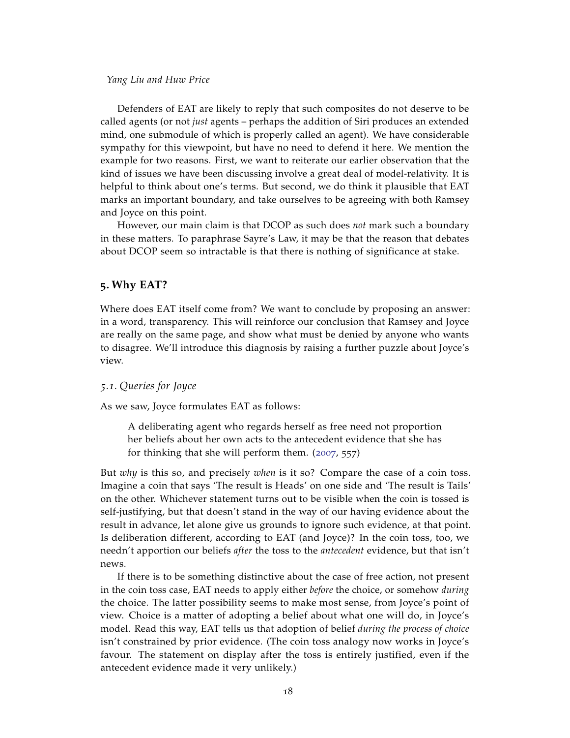Defenders of EAT are likely to reply that such composites do not deserve to be called agents (or not *just* agents – perhaps the addition of Siri produces an extended mind, one submodule of which is properly called an agent). We have considerable sympathy for this viewpoint, but have no need to defend it here. We mention the example for two reasons. First, we want to reiterate our earlier observation that the kind of issues we have been discussing involve a great deal of model-relativity. It is helpful to think about one's terms. But second, we do think it plausible that EAT marks an important boundary, and take ourselves to be agreeing with both Ramsey and Joyce on this point.

However, our main claim is that DCOP as such does *not* mark such a boundary in these matters. To paraphrase Sayre's Law, it may be that the reason that debates about DCOP seem so intractable is that there is nothing of significance at stake.

## 5. Why EAT?

Where does EAT itself come from? We want to conclude by proposing an answer: in a word, transparency. This will reinforce our conclusion that Ramsey and Joyce are really on the same page, and show what must be denied by anyone who wants to disagree. We'll introduce this diagnosis by raising a further puzzle about Joyce's view.

### 5.1. Queries for Joyce

As we saw, Joyce formulates EAT as follows:

> A deliberating agent who regards herself as free need not proportion her beliefs about her own acts to the antecedent evidence that she has for thinking that she will perform them. (2007, 557)

But *why* is this so, and precisely *when* is it so? Compare the case of a coin toss. Imagine a coin that says 'The result is Heads' on one side and 'The result is Tails' on the other. Whichever statement turns out to be visible when the coin is tossed is self-justifying, but that doesn't stand in the way of our having evidence about the result in advance, let alone give us grounds to ignore such evidence, at that point. Is deliberation different, according to EAT (and Joyce)? In the coin toss, too, we needn't apportion our beliefs *after* the toss to the *antecedent* evidence, but that isn't news.

If there is to be something distinctive about the case of free action, not present in the coin toss case, EAT needs to apply either *before* the choice, or somehow *during* the choice. The latter possibility seems to make most sense, from Joyce's point of view. Choice is a matter of adopting a belief about what one will do, in Joyce's model. Read this way, EAT tells us that adoption of belief *during the process of choice* isn't constrained by prior evidence. (The coin toss analogy now works in Joyce's favour. The statement on display after the toss is entirely justified, even if the antecedent evidence made it very unlikely.)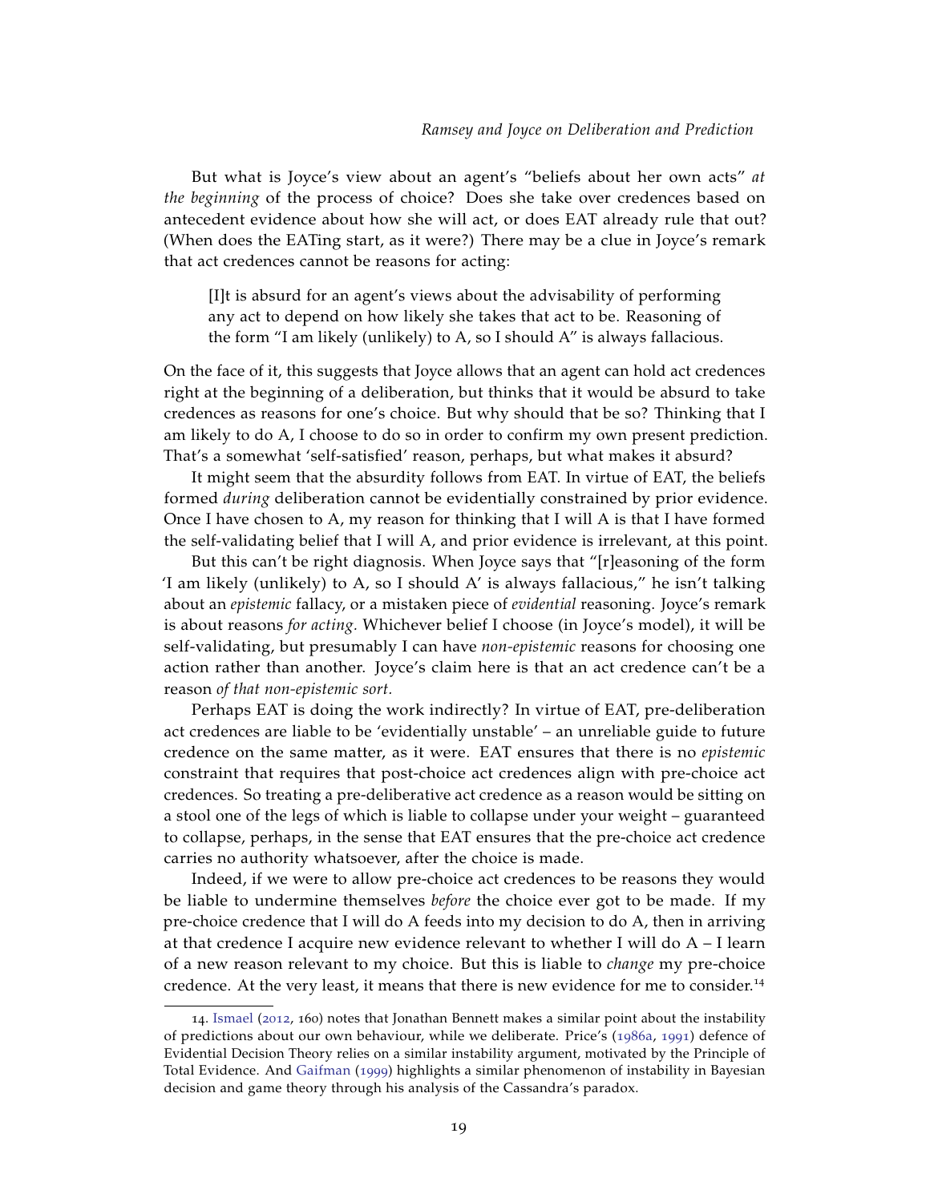But what is Joyce's view about an agent's "beliefs about her own acts" *at the beginning* of the process of choice? Does she take over credences based on antecedent evidence about how she will act, or does EAT already rule that out? (When does the EATing start, as it were?) There may be a clue in Joyce's remark that act credences cannot be reasons for acting:

> [I]t is absurd for an agent's views about the advisability of performing any act to depend on how likely she takes that act to be. Reasoning of the form "I am likely (unlikely) to A, so I should A" is always fallacious.

On the face of it, this suggests that Joyce allows that an agent can hold act credences right at the beginning of a deliberation, but thinks that it would be absurd to take credences as reasons for one's choice. But why should that be so? Thinking that I am likely to do A, I choose to do so in order to confirm my own present prediction. That's a somewhat 'self-satisfied' reason, perhaps, but what makes it absurd?

It might seem that the absurdity follows from EAT. In virtue of EAT, the beliefs formed *during* deliberation cannot be evidentially constrained by prior evidence. Once I have chosen to A, my reason for thinking that I will A is that I have formed the self-validating belief that I will A, and prior evidence is irrelevant, at this point.

But this can't be right diagnosis. When Joyce says that "[r]easoning of the form 'I am likely (unlikely) to A, so I should A' is always fallacious," he isn't talking about an *epistemic* fallacy, or a mistaken piece of *evidential* reasoning. Joyce's remark is about reasons *for acting.* Whichever belief I choose (in Joyce's model), it will be self-validating, but presumably I can have *non-epistemic* reasons for choosing one action rather than another. Joyce's claim here is that an act credence can't be a reason *of that non-epistemic sort.*

Perhaps EAT is doing the work indirectly? In virtue of EAT, pre-deliberation act credences are liable to be 'evidentially unstable' – an unreliable guide to future credence on the same matter, as it were. EAT ensures that there is no *epistemic* constraint that requires that post-choice act credences align with pre-choice act credences. So treating a pre-deliberative act credence as a reason would be sitting on a stool one of the legs of which is liable to collapse under your weight – guaranteed to collapse, perhaps, in the sense that EAT ensures that the pre-choice act credence carries no authority whatsoever, after the choice is made.

Indeed, if we were to allow pre-choice act credences to be reasons they would be liable to undermine themselves *before* the choice ever got to be made. If my pre-choice credence that I will do A feeds into my decision to do A, then in arriving at that credence I acquire new evidence relevant to whether I will do A – I learn of a new reason relevant to my choice. But this is liable to *change* my pre-choice credence. At the very least, it means that there is new evidence for me to consider.[14]

---

14. Ismael (2012, 160) notes that Jonathan Bennett makes a similar point about the instability of predictions about our own behaviour, while we deliberate. Price's (1986a, 1991) defence of Evidential Decision Theory relies on a similar instability argument, motivated by the Principle of Total Evidence. And Gaifman (1999) highlights a similar phenomenon of instability in Bayesian decision and game theory through his analysis of the Cassandra's paradox.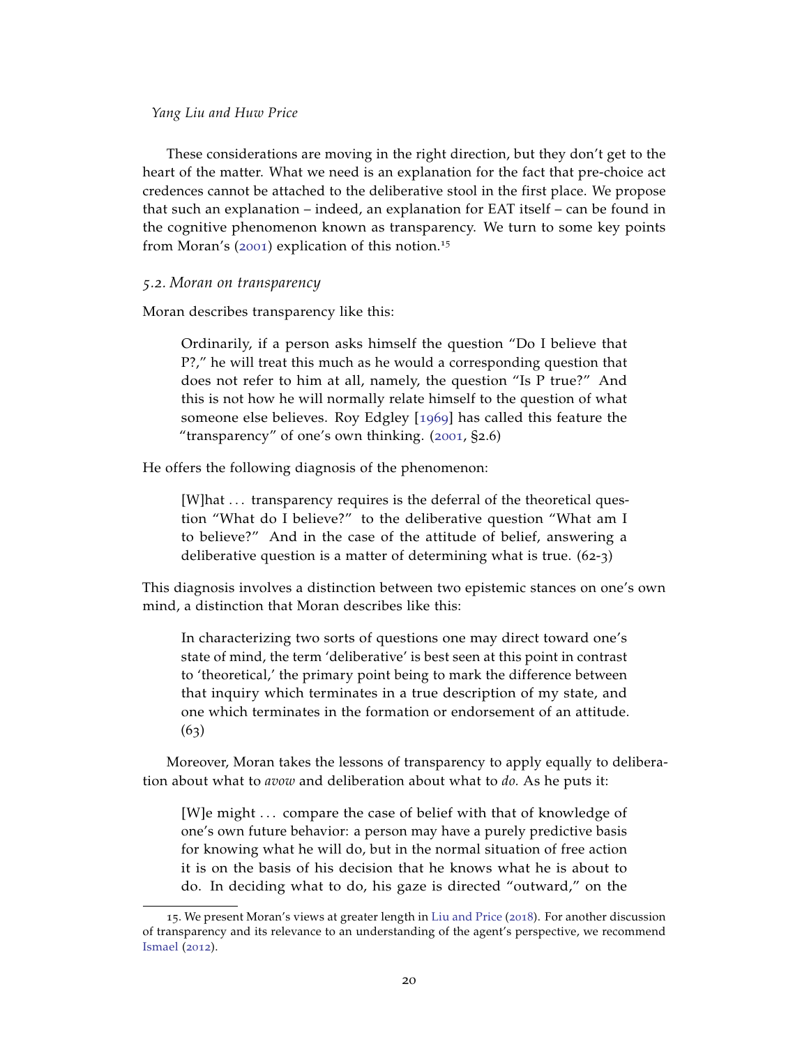These considerations are moving in the right direction, but they don't get to the heart of the matter. What we need is an explanation for the fact that pre-choice act credences cannot be attached to the deliberative stool in the first place. We propose that such an explanation – indeed, an explanation for EAT itself – can be found in the cognitive phenomenon known as transparency. We turn to some key points from Moran's (2001) explication of this notion.[15]

### *5.2. Moran on transparency*

Moran describes transparency like this:

> Ordinarily, if a person asks himself the question "Do I believe that P?," he will treat this much as he would a corresponding question that does not refer to him at all, namely, the question "Is P true?" And this is not how he will normally relate himself to the question of what someone else believes. Roy Edgley [1969] has called this feature the "transparency" of one's own thinking. (2001, §2.6)

He offers the following diagnosis of the phenomenon:

> [W]hat ... transparency requires is the deferral of the theoretical question "What do I believe?" to the deliberative question "What am I to believe?" And in the case of the attitude of belief, answering a deliberative question is a matter of determining what is true. (62-3)

This diagnosis involves a distinction between two epistemic stances on one's own mind, a distinction that Moran describes like this:

> In characterizing two sorts of questions one may direct toward one's state of mind, the term 'deliberative' is best seen at this point in contrast to 'theoretical,' the primary point being to mark the difference between that inquiry which terminates in a true description of my state, and one which terminates in the formation or endorsement of an attitude. (63)

Moreover, Moran takes the lessons of transparency to apply equally to deliberation about what to *avow* and deliberation about what to *do.* As he puts it:

> [W]e might ... compare the case of belief with that of knowledge of one's own future behavior: a person may have a purely predictive basis for knowing what he will do, but in the normal situation of free action it is on the basis of his decision that he knows what he is about to do. In deciding what to do, his gaze is directed "outward," on the

---

15. We present Moran's views at greater length in Liu and Price (2018). For another discussion of transparency and its relevance to an understanding of the agent's perspective, we recommend Ismael (2012).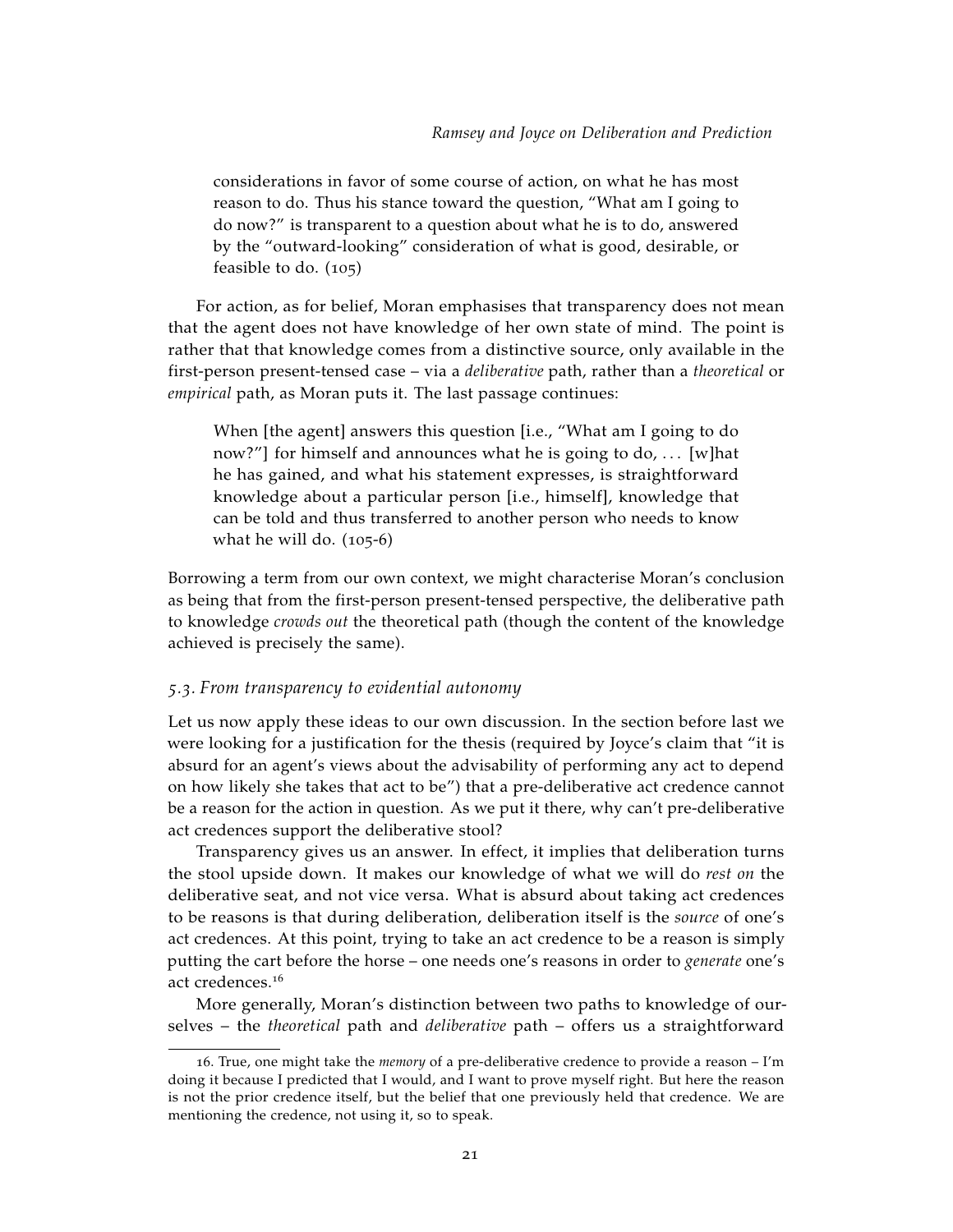> considerations in favor of some course of action, on what he has most reason to do. Thus his stance toward the question, "What am I going to do now?" is transparent to a question about what he is to do, answered by the "outward-looking" consideration of what is good, desirable, or feasible to do. (105)

For action, as for belief, Moran emphasises that transparency does not mean that the agent does not have knowledge of her own state of mind. The point is rather that that knowledge comes from a distinctive source, only available in the first-person present-tensed case – via a *deliberative* path, rather than a *theoretical* or *empirical* path, as Moran puts it. The last passage continues:

> When [the agent] answers this question [i.e., "What am I going to do now?"] for himself and announces what he is going to do, ... [w]hat he has gained, and what his statement expresses, is straightforward knowledge about a particular person [i.e., himself], knowledge that can be told and thus transferred to another person who needs to know what he will do. (105-6)

Borrowing a term from our own context, we might characterise Moran's conclusion as being that from the first-person present-tensed perspective, the deliberative path to knowledge *crowds out* the theoretical path (though the content of the knowledge achieved is precisely the same).

### *5.3. From transparency to evidential autonomy*

Let us now apply these ideas to our own discussion. In the section before last we were looking for a justification for the thesis (required by Joyce's claim that "it is absurd for an agent's views about the advisability of performing any act to depend on how likely she takes that act to be") that a pre-deliberative act credence cannot be a reason for the action in question. As we put it there, why can't pre-deliberative act credences support the deliberative stool?

Transparency gives us an answer. In effect, it implies that deliberation turns the stool upside down. It makes our knowledge of what we will do *rest on* the deliberative seat, and not vice versa. What is absurd about taking act credences to be reasons is that during deliberation, deliberation itself is the *source* of one's act credences. At this point, trying to take an act credence to be a reason is simply putting the cart before the horse – one needs one's reasons in order to *generate* one's act credences.[16]

More generally, Moran's distinction between two paths to knowledge of ourselves – the *theoretical* path and *deliberative* path – offers us a straightforward

---

16. True, one might take the *memory* of a pre-deliberative credence to provide a reason – I'm doing it because I predicted that I would, and I want to prove myself right. But here the reason is not the prior credence itself, but the belief that one previously held that credence. We are mentioning the credence, not using it, so to speak.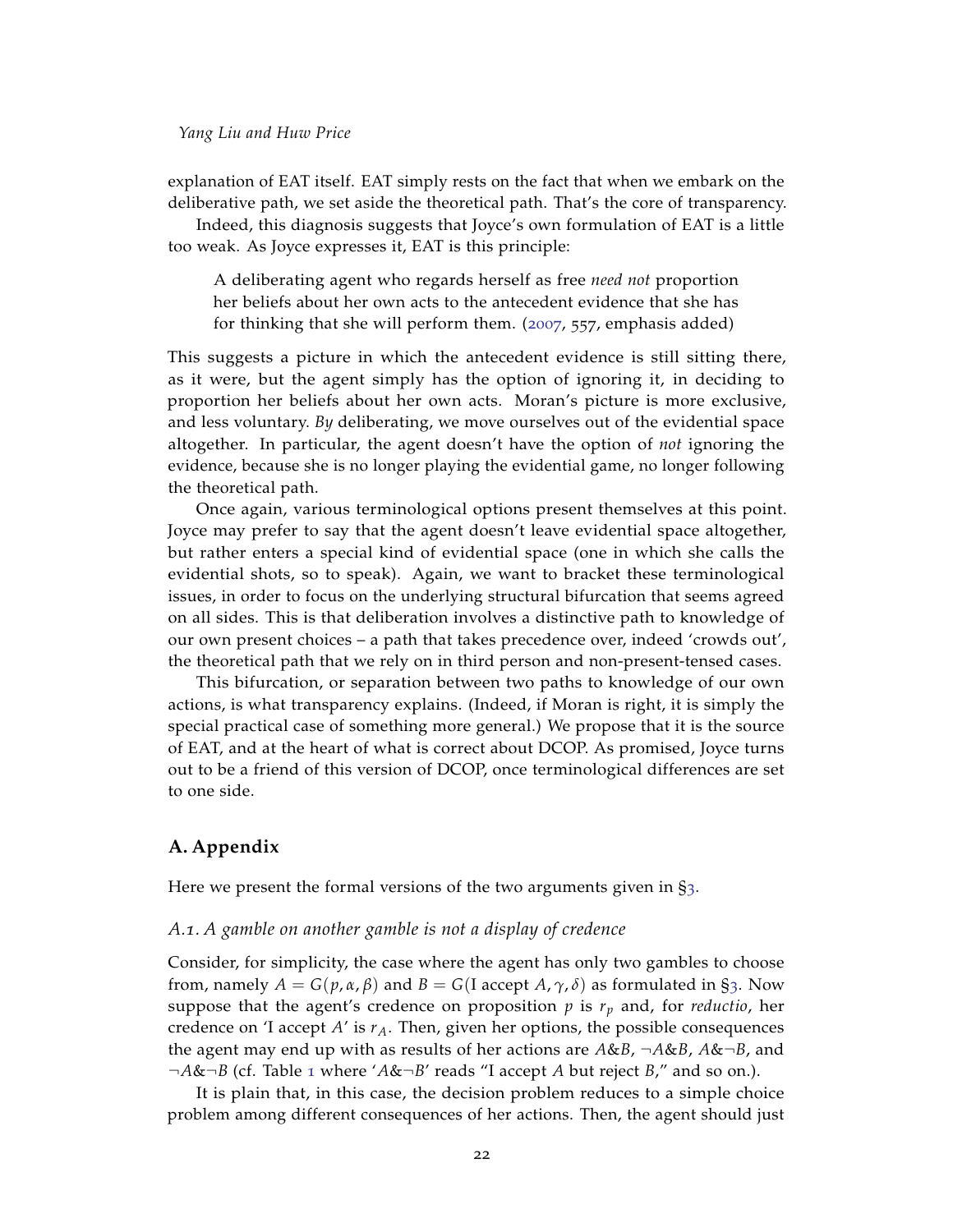explanation of EAT itself. EAT simply rests on the fact that when we embark on the deliberative path, we set aside the theoretical path. That's the core of transparency.

Indeed, this diagnosis suggests that Joyce's own formulation of EAT is a little too weak. As Joyce expresses it, EAT is this principle:

> A deliberating agent who regards herself as free *need not* proportion her beliefs about her own acts to the antecedent evidence that she has for thinking that she will perform them. (2007, 557, emphasis added)

This suggests a picture in which the antecedent evidence is still sitting there, as it were, but the agent simply has the option of ignoring it, in deciding to proportion her beliefs about her own acts. Moran's picture is more exclusive, and less voluntary. *By* deliberating, we move ourselves out of the evidential space altogether. In particular, the agent doesn't have the option of *not* ignoring the evidence, because she is no longer playing the evidential game, no longer following the theoretical path.

Once again, various terminological options present themselves at this point. Joyce may prefer to say that the agent doesn't leave evidential space altogether, but rather enters a special kind of evidential space (one in which she calls the evidential shots, so to speak). Again, we want to bracket these terminological issues, in order to focus on the underlying structural bifurcation that seems agreed on all sides. This is that deliberation involves a distinctive path to knowledge of our own present choices – a path that takes precedence over, indeed 'crowds out', the theoretical path that we rely on in third person and non-present-tensed cases.

This bifurcation, or separation between two paths to knowledge of our own actions, is what transparency explains. (Indeed, if Moran is right, it is simply the special practical case of something more general.) We propose that it is the source of EAT, and at the heart of what is correct about DCOP. As promised, Joyce turns out to be a friend of this version of DCOP, once terminological differences are set to one side.

## A. Appendix

Here we present the formal versions of the two arguments given in §3.

### A.1. A gamble on another gamble is not a display of credence

Consider, for simplicity, the case where the agent has only two gambles to choose from, namely $A = G(p, \alpha, \beta)$ and $B = G(\text{I accept } A, \gamma, \delta)$ as formulated in §3. Now suppose that the agent's credence on proposition $p$ is $r_p$ and, for *reductio*, her credence on 'I accept $A$' is $r_A$. Then, given her options, the possible consequences the agent may end up with as results of her actions are $A \& B$, $\neg A \& B$, $A \& \neg B$, and $\neg A \& \neg B$ (cf. Table 1 where '$A \& \neg B$' reads "I accept $A$ but reject $B$," and so on.).

It is plain that, in this case, the decision problem reduces to a simple choice problem among different consequences of her actions. Then, the agent should just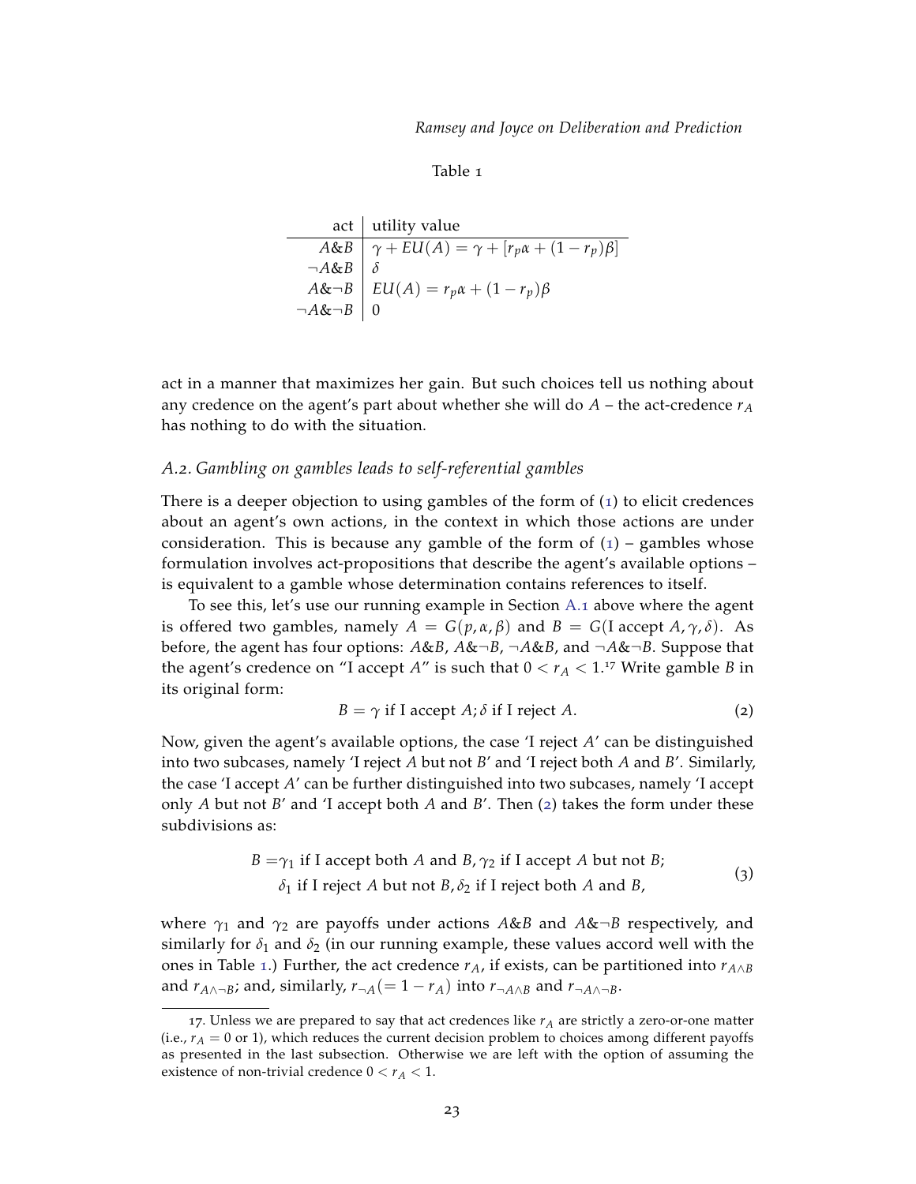Table 1

| act | utility value |
|---|---|
| $A\&B$ | $\gamma + EU(A) = \gamma + [r_p\alpha + (1 - r_p)\beta]$ |
| $\neg A\&B$ | $\delta$ |
| $A\&\neg B$ | $EU(A) = r_p\alpha + (1 - r_p)\beta$ |
| $\neg A\&\neg B$ | $0$ |

act in a manner that maximizes her gain. But such choices tell us nothing about any credence on the agent's part about whether she will do $A$ – the act-credence $r_A$ has nothing to do with the situation.

### *A.2. Gambling on gambles leads to self-referential gambles*

There is a deeper objection to using gambles of the form of (1) to elicit credences about an agent's own actions, in the context in which those actions are under consideration. This is because any gamble of the form of (1) – gambles whose formulation involves act-propositions that describe the agent's available options – is equivalent to a gamble whose determination contains references to itself.

To see this, let's use our running example in Section A.1 above where the agent is offered two gambles, namely $A = G(p, \alpha, \beta)$ and $B = G(\text{I accept } A, \gamma, \delta)$. As before, the agent has four options: $A\&B$, $A\&\neg B$, $\neg A\&B$, and $\neg A\&\neg B$. Suppose that the agent's credence on "I accept $A$" is such that $0 < r_A < 1$.[17] Write gamble $B$ in its original form:

$$B = \gamma \text{ if I accept } A; \delta \text{ if I reject } A. \tag{2}$$

Now, given the agent's available options, the case 'I reject $A$' can be distinguished into two subcases, namely 'I reject $A$ but not $B$' and 'I reject both $A$ and $B$'. Similarly, the case 'I accept $A$' can be further distinguished into two subcases, namely 'I accept only $A$ but not $B$' and 'I accept both $A$ and $B$'. Then (2) takes the form under these subdivisions as:

$$\begin{aligned} B =& \gamma_1 \text{ if I accept both } A \text{ and } B, \gamma_2 \text{ if I accept } A \text{ but not } B; \\ & \delta_1 \text{ if I reject } A \text{ but not } B, \delta_2 \text{ if I reject both } A \text{ and } B, \end{aligned} \tag{3}$$

where $\gamma_1$ and $\gamma_2$ are payoffs under actions $A\&B$ and $A\&\neg B$ respectively, and similarly for $\delta_1$ and $\delta_2$ (in our running example, these values accord well with the ones in Table 1.) Further, the act credence $r_A$, if exists, can be partitioned into $r_{A\wedge B}$ and $r_{A\wedge\neg B}$; and, similarly, $r_{\neg A}(= 1 - r_A)$ into $r_{\neg A\wedge B}$ and $r_{\neg A\wedge\neg B}$.

---

17. Unless we are prepared to say that act credences like $r_A$ are strictly a zero-or-one matter (i.e., $r_A = 0$ or 1), which reduces the current decision problem to choices among different payoffs as presented in the last subsection. Otherwise we are left with the option of assuming the existence of non-trivial credence $0 < r_A < 1$.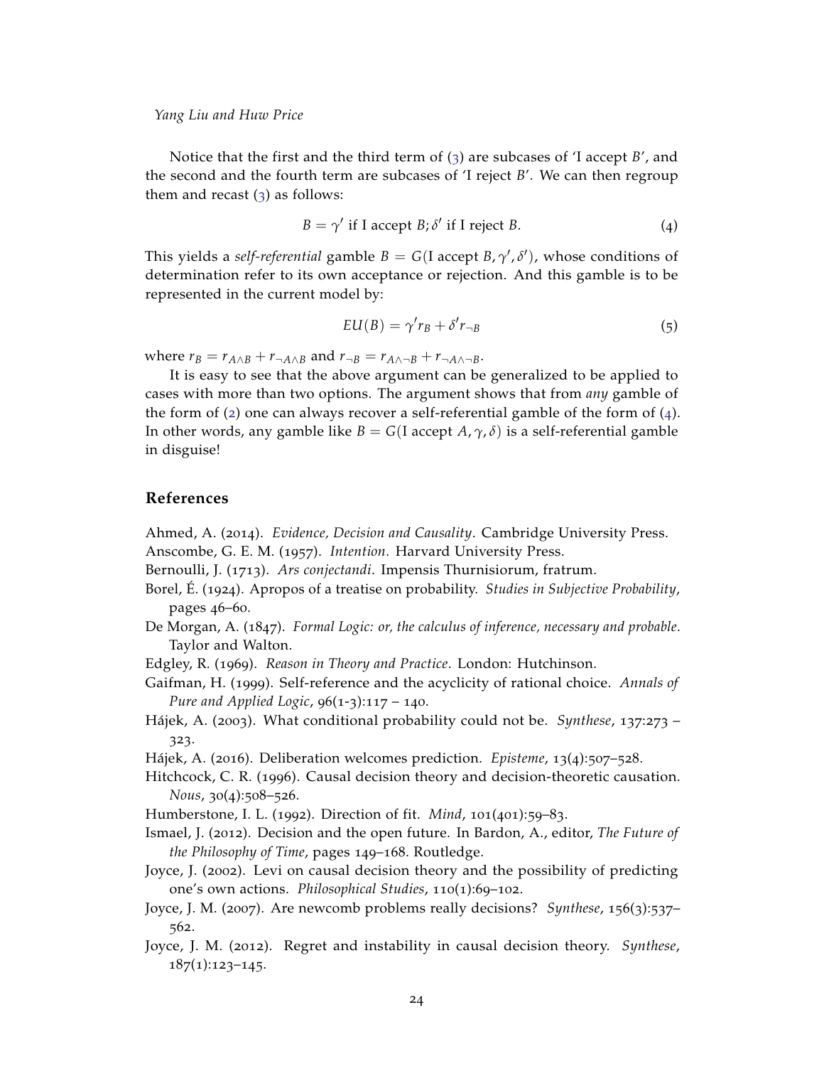Notice that the first and the third term of (3) are subcases of 'I accept $B$', and the second and the fourth term are subcases of 'I reject $B$'. We can then regroup them and recast (3) as follows:

$$B = \gamma' \text{ if I accept } B; \delta' \text{ if I reject } B. \tag{4}$$

This yields a *self-referential* gamble $B = G(\text{I accept } B, \gamma', \delta')$, whose conditions of determination refer to its own acceptance or rejection. And this gamble is to be represented in the current model by:

$$EU(B) = \gamma' r_B + \delta' r_{\neg B} \tag{5}$$

where $r_B = r_{A \wedge B} + r_{\neg A \wedge B}$ and $r_{\neg B} = r_{A \wedge \neg B} + r_{\neg A \wedge \neg B}$.

It is easy to see that the above argument can be generalized to be applied to cases with more than two options. The argument shows that from *any* gamble of the form of (2) one can always recover a self-referential gamble of the form of (4). In other words, any gamble like $B = G(\text{I accept } A, \gamma, \delta)$ is a self-referential gamble in disguise!

## References

Ahmed, A. (2014). *Evidence, Decision and Causality*. Cambridge University Press.

Anscombe, G. E. M. (1957). *Intention*. Harvard University Press.

Bernoulli, J. (1713). *Ars conjectandi*. Impensis Thurnisiorum, fratrum.

Borel, É. (1924). Apropos of a treatise on probability. *Studies in Subjective Probability*, pages 46–60.

De Morgan, A. (1847). *Formal Logic: or, the calculus of inference, necessary and probable*. Taylor and Walton.

Edgley, R. (1969). *Reason in Theory and Practice*. London: Hutchinson.

Gaifman, H. (1999). Self-reference and the acyclicity of rational choice. *Annals of Pure and Applied Logic*, 96(1-3):117 – 140.

Hájek, A. (2003). What conditional probability could not be. *Synthese*, 137:273 – 323.

Hájek, A. (2016). Deliberation welcomes prediction. *Episteme*, 13(4):507–528.

Hitchcock, C. R. (1996). Causal decision theory and decision-theoretic causation. *Nous*, 30(4):508–526.

Humberstone, I. L. (1992). Direction of fit. *Mind*, 101(401):59–83.

Ismael, J. (2012). Decision and the open future. In Bardon, A., editor, *The Future of the Philosophy of Time*, pages 149–168. Routledge.

Joyce, J. (2002). Levi on causal decision theory and the possibility of predicting one's own actions. *Philosophical Studies*, 110(1):69–102.

Joyce, J. M. (2007). Are newcomb problems really decisions? *Synthese*, 156(3):537–562.

Joyce, J. M. (2012). Regret and instability in causal decision theory. *Synthese*, 187(1):123–145.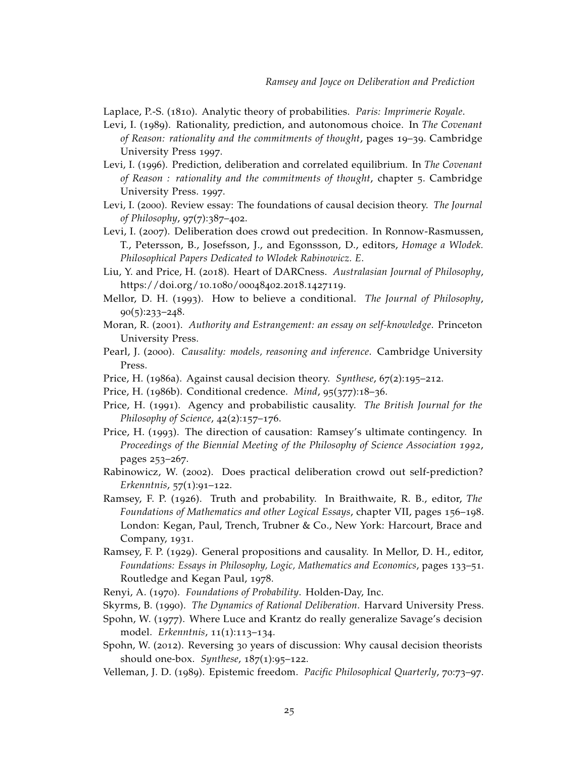Laplace, P.-S. (1810). Analytic theory of probabilities. *Paris: Imprimerie Royale*.

Levi, I. (1989). Rationality, prediction, and autonomous choice. In *The Covenant of Reason: rationality and the commitments of thought*, pages 19–39. Cambridge University Press 1997.

Levi, I. (1996). Prediction, deliberation and correlated equilibrium. In *The Covenant of Reason : rationality and the commitments of thought*, chapter 5. Cambridge University Press. 1997.

Levi, I. (2000). Review essay: The foundations of causal decision theory. *The Journal of Philosophy*, 97(7):387–402.

Levi, I. (2007). Deliberation does crowd out predecition. In Ronnow-Rasmussen, T., Petersson, B., Josefsson, J., and Egonssson, D., editors, *Homage a Wlodek. Philosophical Papers Dedicated to Wlodek Rabinowicz. E*.

Liu, Y. and Price, H. (2018). Heart of DARCness. *Australasian Journal of Philosophy*, https://doi.org/10.1080/00048402.2018.1427119.

Mellor, D. H. (1993). How to believe a conditional. *The Journal of Philosophy*, 90(5):233–248.

Moran, R. (2001). *Authority and Estrangement: an essay on self-knowledge*. Princeton University Press.

Pearl, J. (2000). *Causality: models, reasoning and inference*. Cambridge University Press.

Price, H. (1986a). Against causal decision theory. *Synthese*, 67(2):195–212.

Price, H. (1986b). Conditional credence. *Mind*, 95(377):18–36.

Price, H. (1991). Agency and probabilistic causality. *The British Journal for the Philosophy of Science*, 42(2):157–176.

Price, H. (1993). The direction of causation: Ramsey's ultimate contingency. In *Proceedings of the Biennial Meeting of the Philosophy of Science Association 1992*, pages 253–267.

Rabinowicz, W. (2002). Does practical deliberation crowd out self-prediction? *Erkenntnis*, 57(1):91–122.

Ramsey, F. P. (1926). Truth and probability. In Braithwaite, R. B., editor, *The Foundations of Mathematics and other Logical Essays*, chapter VII, pages 156–198. London: Kegan, Paul, Trench, Trubner & Co., New York: Harcourt, Brace and Company, 1931.

Ramsey, F. P. (1929). General propositions and causality. In Mellor, D. H., editor, *Foundations: Essays in Philosophy, Logic, Mathematics and Economics*, pages 133–51. Routledge and Kegan Paul, 1978.

Renyi, A. (1970). *Foundations of Probability*. Holden-Day, Inc.

Skyrms, B. (1990). *The Dynamics of Rational Deliberation*. Harvard University Press.

Spohn, W. (1977). Where Luce and Krantz do really generalize Savage's decision model. *Erkenntnis*, 11(1):113–134.

Spohn, W. (2012). Reversing 30 years of discussion: Why causal decision theorists should one-box. *Synthese*, 187(1):95–122.

Velleman, J. D. (1989). Epistemic freedom. *Pacific Philosophical Quarterly*, 70:73–97.